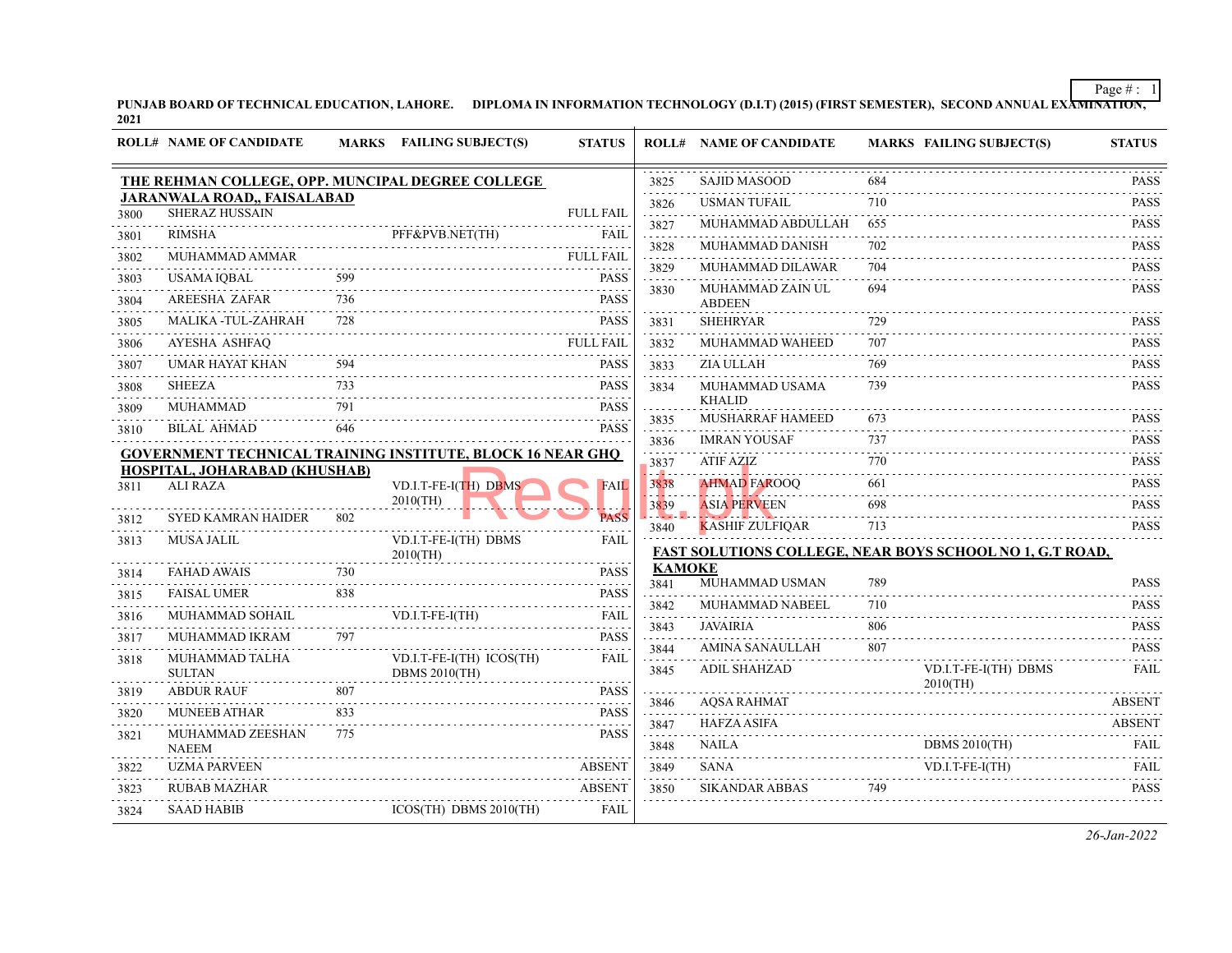**PUNJAB BOARD OF TECHNICAL EDUCATION, LAHORE. DIPLOMA IN INFORMATION TECHNOLOGY (D.I.T) (2015) (FIRST SEMESTER), SECOND ANNUAL EXAMINATION, 2021**

| ROLL# | NAME OF CANDIDATE | MARKS | FAILING SUBJECT(S) | STATUS |
|---|---|---|---|---|
| **THE REHMAN COLLEGE, OPP. MUNCIPAL DEGREE COLLEGE JARANWALA ROAD,, FAISALABAD** | | | | |
| 3800 | SHERAZ HUSSAIN | | | FULL FAIL |
| 3801 | RIMSHA | | PFF&PVB.NET(TH) | FAIL |
| 3802 | MUHAMMAD AMMAR | | | FULL FAIL |
| 3803 | USAMA IQBAL | 599 | | PASS |
| 3804 | AREESHA ZAFAR | 736 | | PASS |
| 3805 | MALIKA -TUL-ZAHRAH | 728 | | PASS |
| 3806 | AYESHA ASHFAQ | | | FULL FAIL |
| 3807 | UMAR HAYAT KHAN | 594 | | PASS |
| 3808 | SHEEZA | 733 | | PASS |
| 3809 | MUHAMMAD | 791 | | PASS |
| 3810 | BILAL AHMAD | 646 | | PASS |
| **GOVERNMENT TECHNICAL TRAINING INSTITUTE, BLOCK 16 NEAR GHQ HOSPITAL, JOHARABAD (KHUSHAB)** | | | | |
| 3811 | ALI RAZA | | VD.I.T-FE-I(TH) DBMS 2010(TH) | FAIL |
| 3812 | SYED KAMRAN HAIDER | 802 | | PASS |
| 3813 | MUSA JALIL | | VD.I.T-FE-I(TH) DBMS 2010(TH) | FAIL |
| 3814 | FAHAD AWAIS | 730 | | PASS |
| 3815 | FAISAL UMER | 838 | | PASS |
| 3816 | MUHAMMAD SOHAIL | | VD.I.T-FE-I(TH) | FAIL |
| 3817 | MUHAMMAD IKRAM | 797 | | PASS |
| 3818 | MUHAMMAD TALHA SULTAN | | VD.I.T-FE-I(TH) ICOS(TH) DBMS 2010(TH) | FAIL |
| 3819 | ABDUR RAUF | 807 | | PASS |
| 3820 | MUNEEB ATHAR | 833 | | PASS |
| 3821 | MUHAMMAD ZEESHAN NAEEM | 775 | | PASS |
| 3822 | UZMA PARVEEN | | | ABSENT |
| 3823 | RUBAB MAZHAR | | | ABSENT |
| 3824 | SAAD HABIB | | ICOS(TH) DBMS 2010(TH) | FAIL |
| 3825 | SAJID MASOOD | 684 | | PASS |
| 3826 | USMAN TUFAIL | 710 | | PASS |
| 3827 | MUHAMMAD ABDULLAH | 655 | | PASS |
| 3828 | MUHAMMAD DANISH | 702 | | PASS |
| 3829 | MUHAMMAD DILAWAR | 704 | | PASS |
| 3830 | MUHAMMAD ZAIN UL ABDEEN | 694 | | PASS |
| 3831 | SHEHRYAR | 729 | | PASS |
| 3832 | MUHAMMAD WAHEED | 707 | | PASS |
| 3833 | ZIA ULLAH | 769 | | PASS |
| 3834 | MUHAMMAD USAMA KHALID | 739 | | PASS |
| 3835 | MUSHARRAF HAMEED | 673 | | PASS |
| 3836 | IMRAN YOUSAF | 737 | | PASS |
| 3837 | ATIF AZIZ | 770 | | PASS |
| 3838 | AHMAD FAROOQ | 661 | | PASS |
| 3839 | ASIA PERVEEN | 698 | | PASS |
| 3840 | KASHIF ZULFIQAR | 713 | | PASS |
| **FAST SOLUTIONS COLLEGE, NEAR BOYS SCHOOL NO 1, G.T ROAD, KAMOKE** | | | | |
| 3841 | MUHAMMAD USMAN | 789 | | PASS |
| 3842 | MUHAMMAD NABEEL | 710 | | PASS |
| 3843 | JAVAIRIA | 806 | | PASS |
| 3844 | AMINA SANAULLAH | 807 | | PASS |
| 3845 | ADIL SHAHZAD | | VD.I.T-FE-I(TH) DBMS 2010(TH) | FAIL |
| 3846 | AQSA RAHMAT | | | ABSENT |
| 3847 | HAFZA ASIFA | | | ABSENT |
| 3848 | NAILA | | DBMS 2010(TH) | FAIL |
| 3849 | SANA | | VD.I.T-FE-I(TH) | FAIL |
| 3850 | SIKANDAR ABBAS | 749 | | PASS |

*26-Jan-2022*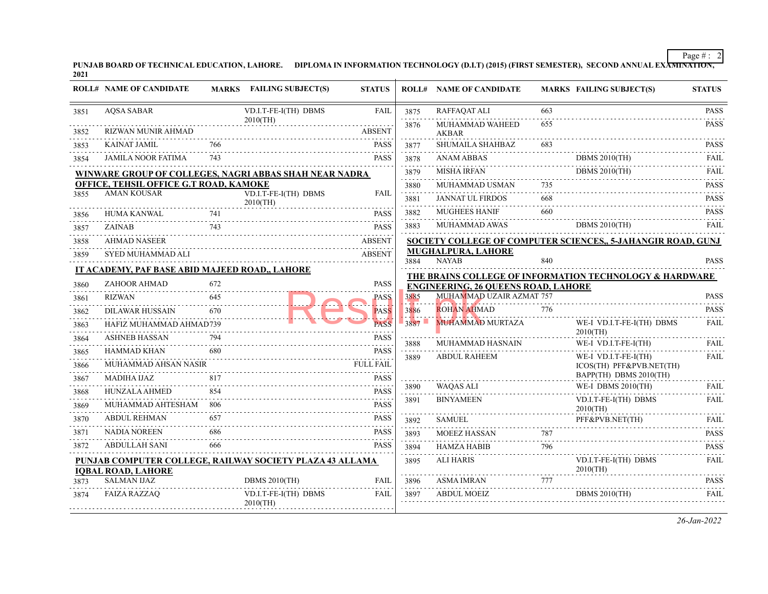PUNJAB BOARD OF TECHNICAL EDUCATION, LAHORE. DIPLOMA IN INFORMATION TECHNOLOGY (D.I.T) (2015) (FIRST SEMESTER), SECOND ANNUAL EXAMINATION, 2021

| ROLL# | NAME OF CANDIDATE | MARKS | FAILING SUBJECT(S) | STATUS |
|---|---|---|---|---|
| 3851 | AQSA SABAR | | VD.I.T-FE-I(TH) DBMS 2010(TH) | FAIL |
| 3852 | RIZWAN MUNIR AHMAD | | | ABSENT |
| 3853 | KAINAT JAMIL | 766 | | PASS |
| 3854 | JAMILA NOOR FATIMA | 743 | | PASS |

**WINWARE GROUP OF COLLEGES, NAGRI ABBAS SHAH NEAR NADRA OFFICE, TEHSIL OFFICE G.T ROAD, KAMOKE**

| ROLL# | NAME OF CANDIDATE | MARKS | FAILING SUBJECT(S) | STATUS |
|---|---|---|---|---|
| 3855 | AMAN KOUSAR | | VD.I.T-FE-I(TH) DBMS 2010(TH) | FAIL |
| 3856 | HUMA KANWAL | 741 | | PASS |
| 3857 | ZAINAB | 743 | | PASS |
| 3858 | AHMAD NASEER | | | ABSENT |
| 3859 | SYED MUHAMMAD ALI | | | ABSENT |

**IT ACADEMY, PAF BASE ABID MAJEED ROAD,, LAHORE**

| ROLL# | NAME OF CANDIDATE | MARKS | FAILING SUBJECT(S) | STATUS |
|---|---|---|---|---|
| 3860 | ZAHOOR AHMAD | 672 | | PASS |
| 3861 | RIZWAN | 645 | | PASS |
| 3862 | DILAWAR HUSSAIN | 670 | | PASS |
| 3863 | HAFIZ MUHAMMAD AHMAD | 739 | | PASS |
| 3864 | ASHNEB HASSAN | 794 | | PASS |
| 3865 | HAMMAD KHAN | 680 | | PASS |
| 3866 | MUHAMMAD AHSAN NASIR | | | FULL FAIL |
| 3867 | MADIHA IJAZ | 817 | | PASS |
| 3868 | HUNZALA AHMED | 854 | | PASS |
| 3869 | MUHAMMAD AHTESHAM | 806 | | PASS |
| 3870 | ABDUL REHMAN | 657 | | PASS |
| 3871 | NADIA NOREEN | 686 | | PASS |
| 3872 | ABDULLAH SANI | 666 | | PASS |

**PUNJAB COMPUTER COLLEGE, RAILWAY SOCIETY PLAZA 43 ALLAMA IQBAL ROAD, LAHORE**

| ROLL# | NAME OF CANDIDATE | MARKS | FAILING SUBJECT(S) | STATUS |
|---|---|---|---|---|
| 3873 | SALMAN IJAZ | | DBMS 2010(TH) | FAIL |
| 3874 | FAIZA RAZZAQ | | VD.I.T-FE-I(TH) DBMS 2010(TH) | FAIL |
| 3875 | RAFFAQAT ALI | 663 | | PASS |
| 3876 | MUHAMMAD WAHEED AKBAR | 655 | | PASS |
| 3877 | SHUMAILA SHAHBAZ | 683 | | PASS |
| 3878 | ANAM ABBAS | | DBMS 2010(TH) | FAIL |
| 3879 | MISHA IRFAN | | DBMS 2010(TH) | FAIL |
| 3880 | MUHAMMAD USMAN | 735 | | PASS |
| 3881 | JANNAT UL FIRDOS | 668 | | PASS |
| 3882 | MUGHEES HANIF | 660 | | PASS |
| 3883 | MUHAMMAD AWAS | | DBMS 2010(TH) | FAIL |

**SOCIETY COLLEGE OF COMPUTER SCIENCES,, 5-JAHANGIR ROAD, GUNJ MUGHALPURA, LAHORE**

| ROLL# | NAME OF CANDIDATE | MARKS | FAILING SUBJECT(S) | STATUS |
|---|---|---|---|---|
| 3884 | NAYAB | 840 | | PASS |

**THE BRAINS COLLEGE OF INFORMATION TECHNOLOGY & HARDWARE ENGINEERING, 26 QUEENS ROAD, LAHORE**

| ROLL# | NAME OF CANDIDATE | MARKS | FAILING SUBJECT(S) | STATUS |
|---|---|---|---|---|
| 3885 | MUHAMMAD UZAIR AZMAT | 757 | | PASS |
| 3886 | ROHAN AHMAD | 776 | | PASS |
| 3887 | MUHAMMAD MURTAZA | | WE-I VD.I.T-FE-I(TH) DBMS 2010(TH) | FAIL |
| 3888 | MUHAMMAD HASNAIN | | WE-I VD.I.T-FE-I(TH) | FAIL |
| 3889 | ABDUL RAHEEM | | WE-I VD.I.T-FE-I(TH) ICOS(TH) PFF&PVB.NET(TH) BAPP(TH) DBMS 2010(TH) | FAIL |
| 3890 | WAQAS ALI | | WE-I DBMS 2010(TH) | FAIL |
| 3891 | BINYAMEEN | | VD.I.T-FE-I(TH) DBMS 2010(TH) | FAIL |
| 3892 | SAMUEL | | PFF&PVB.NET(TH) | FAIL |
| 3893 | MOEEZ HASSAN | 787 | | PASS |
| 3894 | HAMZA HABIB | 796 | | PASS |
| 3895 | ALI HARIS | | VD.I.T-FE-I(TH) DBMS 2010(TH) | FAIL |
| 3896 | ASMA IMRAN | 777 | | PASS |
| 3897 | ABDUL MOEIZ | | DBMS 2010(TH) | FAIL |

*26-Jan-2022*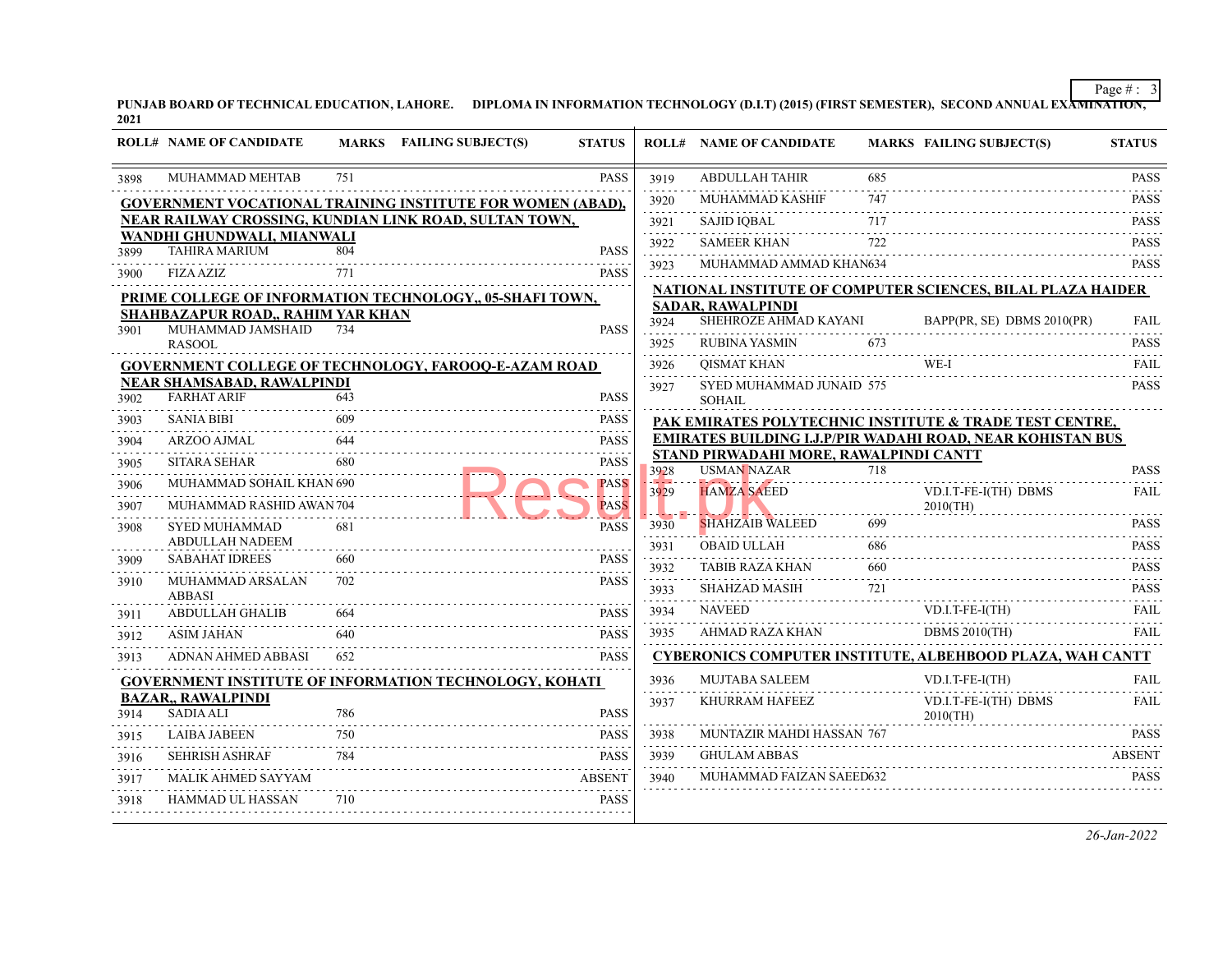**PUNJAB BOARD OF TECHNICAL EDUCATION, LAHORE. DIPLOMA IN INFORMATION TECHNOLOGY (D.I.T) (2015) (FIRST SEMESTER), SECOND ANNUAL EXAMINATION, 2021**

| ROLL# | NAME OF CANDIDATE | MARKS | FAILING SUBJECT(S) | STATUS |
|---|---|---|---|---|
| 3898 | MUHAMMAD MEHTAB | 751 | | PASS |

**GOVERNMENT VOCATIONAL TRAINING INSTITUTE FOR WOMEN (ABAD), NEAR RAILWAY CROSSING, KUNDIAN LINK ROAD, SULTAN TOWN, WANDHI GHUNDWALI, MIANWALI**

| ROLL# | NAME OF CANDIDATE | MARKS | FAILING SUBJECT(S) | STATUS |
|---|---|---|---|---|
| 3899 | TAHIRA MARIUM | 804 | | PASS |
| 3900 | FIZA AZIZ | 771 | | PASS |

**PRIME COLLEGE OF INFORMATION TECHNOLOGY,, 05-SHAFI TOWN, SHAHBAZAPUR ROAD,, RAHIM YAR KHAN**

| ROLL# | NAME OF CANDIDATE | MARKS | FAILING SUBJECT(S) | STATUS |
|---|---|---|---|---|
| 3901 | MUHAMMAD JAMSHAID RASOOL | 734 | | PASS |

**GOVERNMENT COLLEGE OF TECHNOLOGY, FAROOQ-E-AZAM ROAD NEAR SHAMSABAD, RAWALPINDI**

| ROLL# | NAME OF CANDIDATE | MARKS | FAILING SUBJECT(S) | STATUS |
|---|---|---|---|---|
| 3902 | FARHAT ARIF | 643 | | PASS |
| 3903 | SANIA BIBI | 609 | | PASS |
| 3904 | ARZOO AJMAL | 644 | | PASS |
| 3905 | SITARA SEHAR | 680 | | PASS |
| 3906 | MUHAMMAD SOHAIL KHAN | 690 | | PASS |
| 3907 | MUHAMMAD RASHID AWAN | 704 | | PASS |
| 3908 | SYED MUHAMMAD ABDULLAH NADEEM | 681 | | PASS |
| 3909 | SABAHAT IDREES | 660 | | PASS |
| 3910 | MUHAMMAD ARSALAN ABBASI | 702 | | PASS |
| 3911 | ABDULLAH GHALIB | 664 | | PASS |
| 3912 | ASIM JAHAN | 640 | | PASS |
| 3913 | ADNAN AHMED ABBASI | 652 | | PASS |

**GOVERNMENT INSTITUTE OF INFORMATION TECHNOLOGY, KOHATI BAZAR,, RAWALPINDI**

| ROLL# | NAME OF CANDIDATE | MARKS | FAILING SUBJECT(S) | STATUS |
|---|---|---|---|---|
| 3914 | SADIA ALI | 786 | | PASS |
| 3915 | LAIBA JABEEN | 750 | | PASS |
| 3916 | SEHRISH ASHRAF | 784 | | PASS |
| 3917 | MALIK AHMED SAYYAM | | | ABSENT |
| 3918 | HAMMAD UL HASSAN | 710 | | PASS |
| 3919 | ABDULLAH TAHIR | 685 | | PASS |
| 3920 | MUHAMMAD KASHIF | 747 | | PASS |
| 3921 | SAJID IQBAL | 717 | | PASS |
| 3922 | SAMEER KHAN | 722 | | PASS |
| 3923 | MUHAMMAD AMMAD KHAN | 634 | | PASS |

**NATIONAL INSTITUTE OF COMPUTER SCIENCES, BILAL PLAZA HAIDER SADAR, RAWALPINDI**

| ROLL# | NAME OF CANDIDATE | MARKS | FAILING SUBJECT(S) | STATUS |
|---|---|---|---|---|
| 3924 | SHEHROZE AHMAD KAYANI | | BAPP(PR, SE) DBMS 2010(PR) | FAIL |
| 3925 | RUBINA YASMIN | 673 | | PASS |
| 3926 | QISMAT KHAN | | WE-I | FAIL |
| 3927 | SYED MUHAMMAD JUNAID SOHAIL | 575 | | PASS |

**PAK EMIRATES POLYTECHNIC INSTITUTE & TRADE TEST CENTRE, EMIRATES BUILDING I.J.P/PIR WADAHI ROAD, NEAR KOHISTAN BUS STAND PIRWADAHI MORE, RAWALPINDI CANTT**

| ROLL# | NAME OF CANDIDATE | MARKS | FAILING SUBJECT(S) | STATUS |
|---|---|---|---|---|
| 3928 | USMAN NAZAR | 718 | | PASS |
| 3929 | HAMZA SAEED | | VD.I.T-FE-I(TH) DBMS 2010(TH) | FAIL |
| 3930 | SHAHZAIB WALEED | 699 | | PASS |
| 3931 | OBAID ULLAH | 686 | | PASS |
| 3932 | TABIB RAZA KHAN | 660 | | PASS |
| 3933 | SHAHZAD MASIH | 721 | | PASS |
| 3934 | NAVEED | | VD.I.T-FE-I(TH) | FAIL |
| 3935 | AHMAD RAZA KHAN | | DBMS 2010(TH) | FAIL |

**CYBERONICS COMPUTER INSTITUTE, ALBEHBOOD PLAZA, WAH CANTT**

| ROLL# | NAME OF CANDIDATE | MARKS | FAILING SUBJECT(S) | STATUS |
|---|---|---|---|---|
| 3936 | MUJTABA SALEEM | | VD.I.T-FE-I(TH) | FAIL |
| 3937 | KHURRAM HAFEEZ | | VD.I.T-FE-I(TH) DBMS 2010(TH) | FAIL |
| 3938 | MUNTAZIR MAHDI HASSAN | 767 | | PASS |
| 3939 | GHULAM ABBAS | | | ABSENT |
| 3940 | MUHAMMAD FAIZAN SAEED | 632 | | PASS |

*26-Jan-2022*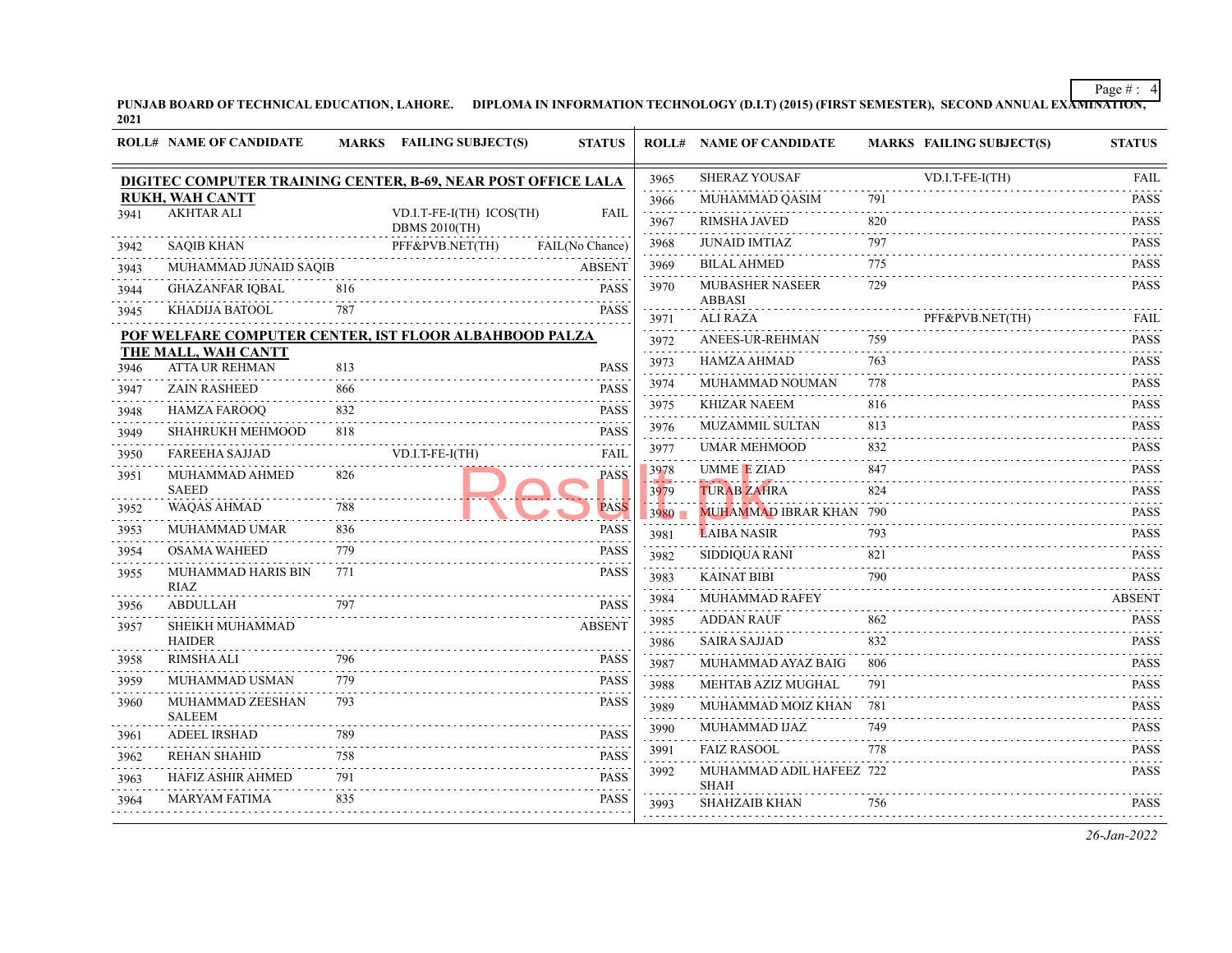**PUNJAB BOARD OF TECHNICAL EDUCATION, LAHORE. DIPLOMA IN INFORMATION TECHNOLOGY (D.I.T) (2015) (FIRST SEMESTER), SECOND ANNUAL EXAMINATION, 2021**

| ROLL# | NAME OF CANDIDATE | MARKS | FAILING SUBJECT(S) | STATUS |
|---|---|---|---|---|
| **DIGITEC COMPUTER TRAINING CENTER, B-69, NEAR POST OFFICE LALA RUKH, WAH CANTT** | | | | |
| 3941 | AKHTAR ALI | | VD.I.T-FE-I(TH) ICOS(TH) DBMS 2010(TH) | FAIL |
| 3942 | SAQIB KHAN | | PFF&PVB.NET(TH) | FAIL(No Chance) |
| 3943 | MUHAMMAD JUNAID SAQIB | | | ABSENT |
| 3944 | GHAZANFAR IQBAL | 816 | | PASS |
| 3945 | KHADIJA BATOOL | 787 | | PASS |
| **POF WELFARE COMPUTER CENTER, IST FLOOR ALBAHBOOD PALZA THE MALL, WAH CANTT** | | | | |
| 3946 | ATTA UR REHMAN | 813 | | PASS |
| 3947 | ZAIN RASHEED | 866 | | PASS |
| 3948 | HAMZA FAROOQ | 832 | | PASS |
| 3949 | SHAHRUKH MEHMOOD | 818 | | PASS |
| 3950 | FAREEHA SAJJAD | | VD.I.T-FE-I(TH) | FAIL |
| 3951 | MUHAMMAD AHMED SAEED | 826 | | PASS |
| 3952 | WAQAS AHMAD | 788 | | PASS |
| 3953 | MUHAMMAD UMAR | 836 | | PASS |
| 3954 | OSAMA WAHEED | 779 | | PASS |
| 3955 | MUHAMMAD HARIS BIN RIAZ | 771 | | PASS |
| 3956 | ABDULLAH | 797 | | PASS |
| 3957 | SHEIKH MUHAMMAD HAIDER | | | ABSENT |
| 3958 | RIMSHA ALI | 796 | | PASS |
| 3959 | MUHAMMAD USMAN | 779 | | PASS |
| 3960 | MUHAMMAD ZEESHAN SALEEM | 793 | | PASS |
| 3961 | ADEEL IRSHAD | 789 | | PASS |
| 3962 | REHAN SHAHID | 758 | | PASS |
| 3963 | HAFIZ ASHIR AHMED | 791 | | PASS |
| 3964 | MARYAM FATIMA | 835 | | PASS |
| 3965 | SHERAZ YOUSAF | | VD.I.T-FE-I(TH) | FAIL |
| 3966 | MUHAMMAD QASIM | 791 | | PASS |
| 3967 | RIMSHA JAVED | 820 | | PASS |
| 3968 | JUNAID IMTIAZ | 797 | | PASS |
| 3969 | BILAL AHMED | 775 | | PASS |
| 3970 | MUBASHER NASEER ABBASI | 729 | | PASS |
| 3971 | ALI RAZA | | PFF&PVB.NET(TH) | FAIL |
| 3972 | ANEES-UR-REHMAN | 759 | | PASS |
| 3973 | HAMZA AHMAD | 763 | | PASS |
| 3974 | MUHAMMAD NOUMAN | 778 | | PASS |
| 3975 | KHIZAR NAEEM | 816 | | PASS |
| 3976 | MUZAMMIL SULTAN | 813 | | PASS |
| 3977 | UMAR MEHMOOD | 832 | | PASS |
| 3978 | UMME E ZIAD | 847 | | PASS |
| 3979 | TURAB ZAHRA | 824 | | PASS |
| 3980 | MUHAMMAD IBRAR KHAN | 790 | | PASS |
| 3981 | LAIBA NASIR | 793 | | PASS |
| 3982 | SIDDIQUA RANI | 821 | | PASS |
| 3983 | KAINAT BIBI | 790 | | PASS |
| 3984 | MUHAMMAD RAFEY | | | ABSENT |
| 3985 | ADDAN RAUF | 862 | | PASS |
| 3986 | SAIRA SAJJAD | 832 | | PASS |
| 3987 | MUHAMMAD AYAZ BAIG | 806 | | PASS |
| 3988 | MEHTAB AZIZ MUGHAL | 791 | | PASS |
| 3989 | MUHAMMAD MOIZ KHAN | 781 | | PASS |
| 3990 | MUHAMMAD IJAZ | 749 | | PASS |
| 3991 | FAIZ RASOOL | 778 | | PASS |
| 3992 | MUHAMMAD ADIL HAFEEZ SHAH | 722 | | PASS |
| 3993 | SHAHZAIB KHAN | 756 | | PASS |

*26-Jan-2022*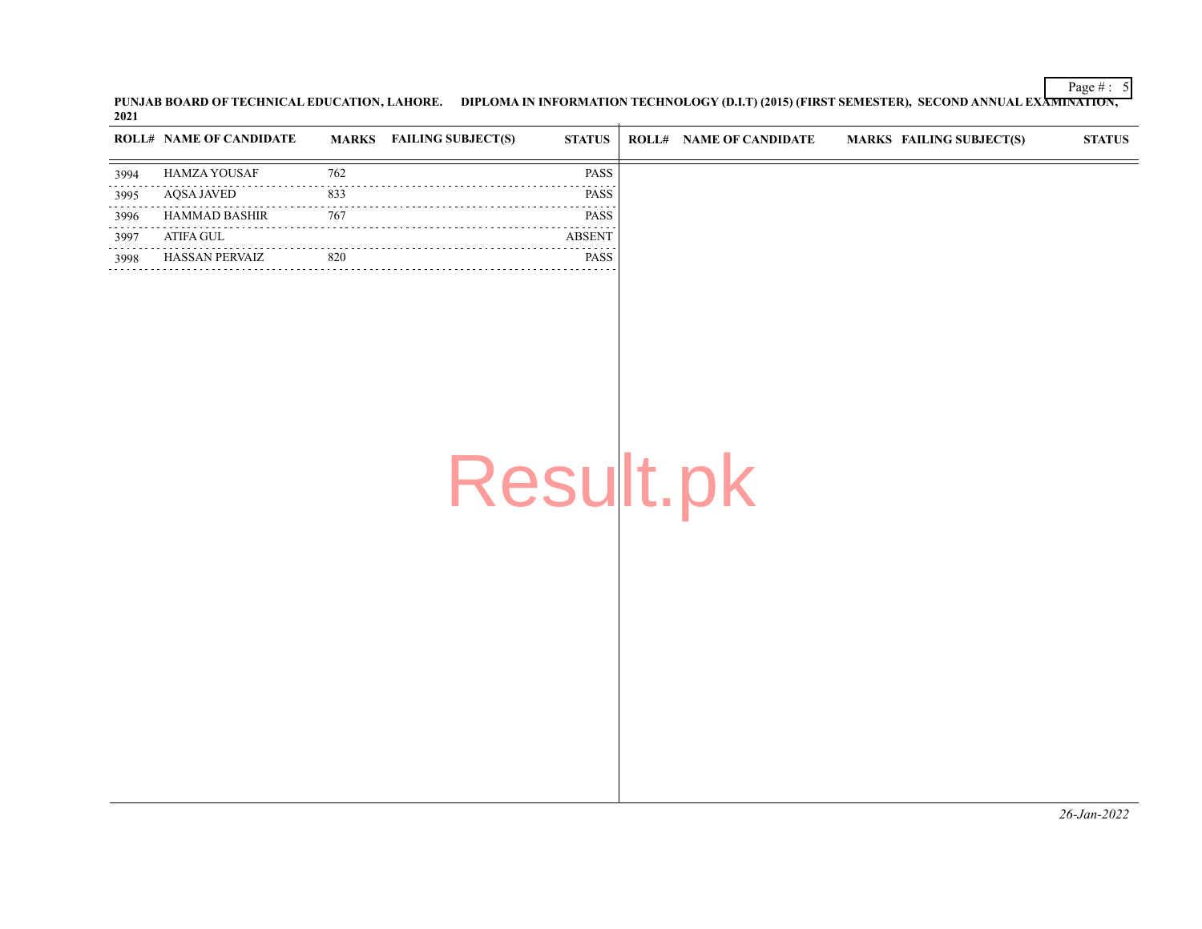**PUNJAB BOARD OF TECHNICAL EDUCATION, LAHORE. DIPLOMA IN INFORMATION TECHNOLOGY (D.I.T) (2015) (FIRST SEMESTER), SECOND ANNUAL EXAMINATION, 2021**

| ROLL# | NAME OF CANDIDATE | MARKS | FAILING SUBJECT(S) | STATUS |
|---|---|---|---|---|
| 3994 | HAMZA YOUSAF | 762 | | PASS |
| 3995 | AQSA JAVED | 833 | | PASS |
| 3996 | HAMMAD BASHIR | 767 | | PASS |
| 3997 | ATIFA GUL | | | ABSENT |
| 3998 | HASSAN PERVAIZ | 820 | | PASS |

*26-Jan-2022*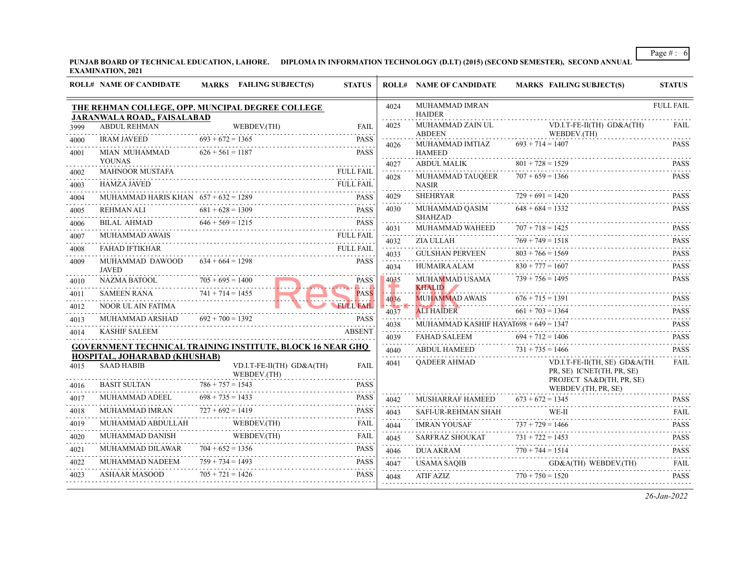**PUNJAB BOARD OF TECHNICAL EDUCATION, LAHORE. DIPLOMA IN INFORMATION TECHNOLOGY (D.I.T) (2015) (SECOND SEMESTER), SECOND ANNUAL EXAMINATION, 2021**

| ROLL# | NAME OF CANDIDATE | MARKS | FAILING SUBJECT(S) | STATUS |
|---|---|---|---|---|
| **THE REHMAN COLLEGE, OPP. MUNCIPAL DEGREE COLLEGE JARANWALA ROAD,, FAISALABAD** | | | | |
| 3999 | ABDUL REHMAN | | WEBDEV.(TH) | FAIL |
| 4000 | IRAM JAVEED | 693 + 672 = 1365 | | PASS |
| 4001 | MIAN MUHAMMAD YOUNAS | 626 + 561 = 1187 | | PASS |
| 4002 | MAHNOOR MUSTAFA | | | FULL FAIL |
| 4003 | HAMZA JAVED | | | FULL FAIL |
| 4004 | MUHAMMAD HARIS KHAN | 657 + 632 = 1289 | | PASS |
| 4005 | REHMAN ALI | 681 + 628 = 1309 | | PASS |
| 4006 | BILAL AHMAD | 646 + 569 = 1215 | | PASS |
| 4007 | MUHAMMAD AWAIS | | | FULL FAIL |
| 4008 | FAHAD IFTIKHAR | | | FULL FAIL |
| 4009 | MUHAMMAD DAWOOD JAVED | 634 + 664 = 1298 | | PASS |
| 4010 | NAZMA BATOOL | 705 + 695 = 1400 | | PASS |
| 4011 | SAMEEN RANA | 741 + 714 = 1455 | | PASS |
| 4012 | NOOR UL AIN FATIMA | | | FULL FAIL |
| 4013 | MUHAMMAD ARSHAD | 692 + 700 = 1392 | | PASS |
| 4014 | KASHIF SALEEM | | | ABSENT |
| **GOVERNMENT TECHNICAL TRAINING INSTITUTE, BLOCK 16 NEAR GHQ HOSPITAL, JOHARABAD (KHUSHAB)** | | | | |
| 4015 | SAAD HABIB | | VD.I.T-FE-II(TH) GD&A(TH) WEBDEV.(TH) | FAIL |
| 4016 | BASIT SULTAN | 786 + 757 = 1543 | | PASS |
| 4017 | MUHAMMAD ADEEL | 698 + 735 = 1433 | | PASS |
| 4018 | MUHAMMAD IMRAN | 727 + 692 = 1419 | | PASS |
| 4019 | MUHAMMAD ABDULLAH | | WEBDEV.(TH) | FAIL |
| 4020 | MUHAMMAD DANISH | | WEBDEV.(TH) | FAIL |
| 4021 | MUHAMMAD DILAWAR | 704 + 652 = 1356 | | PASS |
| 4022 | MUHAMMAD NADEEM | 759 + 734 = 1493 | | PASS |
| 4023 | ASHAAR MASOOD | 705 + 721 = 1426 | | PASS |
| 4024 | MUHAMMAD IMRAN HAIDER | | | FULL FAIL |
| 4025 | MUHAMMAD ZAIN UL ABDEEN | | VD.I.T-FE-II(TH) GD&A(TH) WEBDEV.(TH) | FAIL |
| 4026 | MUHAMMAD IMTIAZ HAMEED | 693 + 714 = 1407 | | PASS |
| 4027 | ABDUL MALIK | 801 + 728 = 1529 | | PASS |
| 4028 | MUHAMMAD TAUQEER NASIR | 707 + 659 = 1366 | | PASS |
| 4029 | SHEHRYAR | 729 + 691 = 1420 | | PASS |
| 4030 | MUHAMMAD QASIM SHAHZAD | 648 + 684 = 1332 | | PASS |
| 4031 | MUHAMMAD WAHEED | 707 + 718 = 1425 | | PASS |
| 4032 | ZIA ULLAH | 769 + 749 = 1518 | | PASS |
| 4033 | GULSHAN PERVEEN | 803 + 766 = 1569 | | PASS |
| 4034 | HUMAIRA ALAM | 830 + 777 = 1607 | | PASS |
| 4035 | MUHAMMAD USAMA KHALID | 739 + 756 = 1495 | | PASS |
| 4036 | MUHAMMAD AWAIS | 676 + 715 = 1391 | | PASS |
| 4037 | ALI HAIDER | 661 + 703 = 1364 | | PASS |
| 4038 | MUHAMMAD KASHIF HAYAT | 698 + 649 = 1347 | | PASS |
| 4039 | FAHAD SALEEM | 694 + 712 = 1406 | | PASS |
| 4040 | ABDUL HAMEED | 731 + 735 = 1466 | | PASS |
| 4041 | QADEER AHMAD | | VD.I.T-FE-II(TH, SE) GD&A(TH, PR, SE) ICNET(TH, PR, SE) PROJECT SA&D(TH, PR, SE) WEBDEV.(TH, PR, SE) | FAIL |
| 4042 | MUSHARRAF HAMEED | 673 + 672 = 1345 | | PASS |
| 4043 | SAFI-UR-REHMAN SHAH | | WE-II | FAIL |
| 4044 | IMRAN YOUSAF | 737 + 729 = 1466 | | PASS |
| 4045 | SARFRAZ SHOUKAT | 731 + 722 = 1453 | | PASS |
| 4046 | DUA AKRAM | 770 + 744 = 1514 | | PASS |
| 4047 | USAMA SAQIB | | GD&A(TH) WEBDEV.(TH) | FAIL |
| 4048 | ATIF AZIZ | 770 + 750 = 1520 | | PASS |

*26-Jan-2022*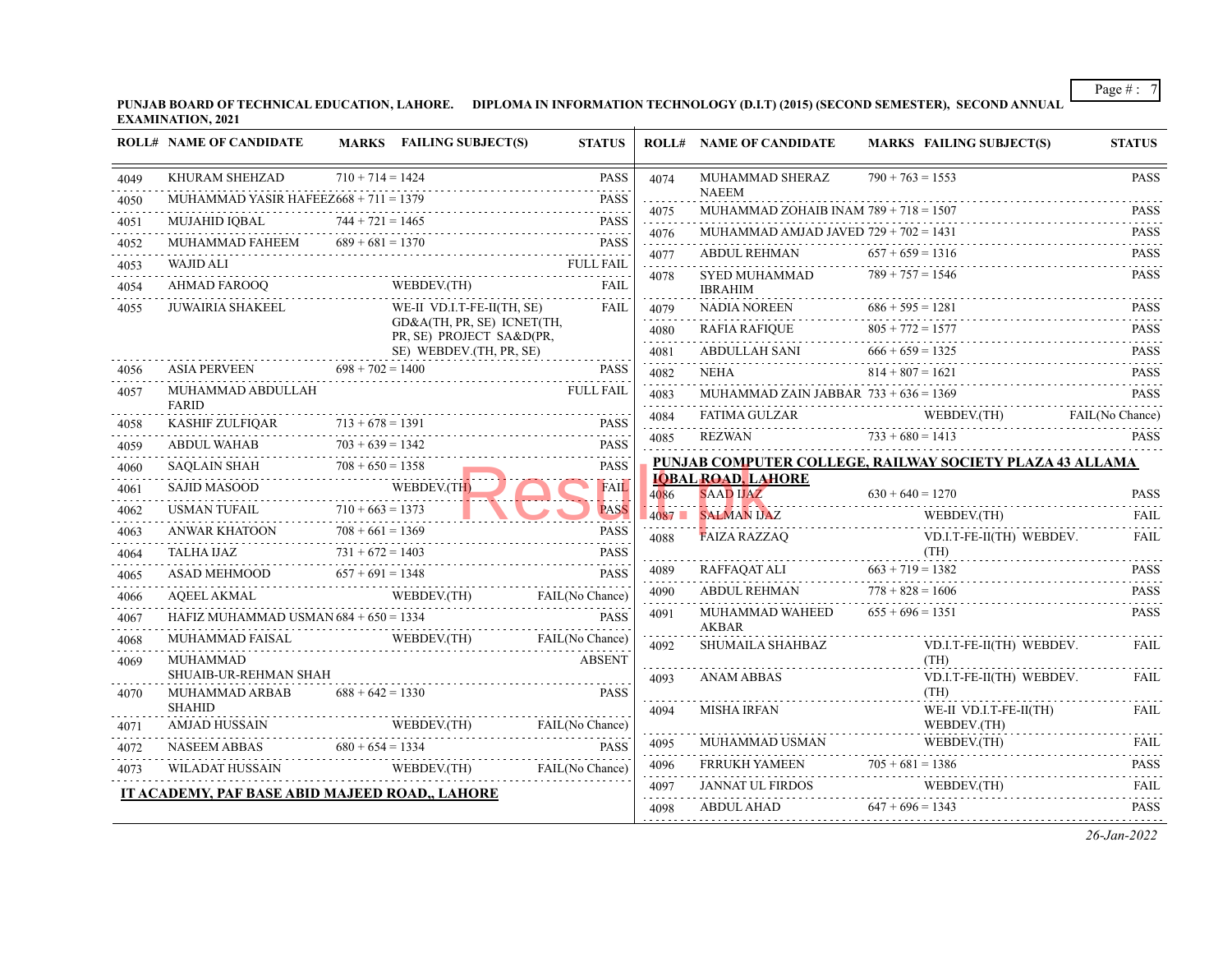**PUNJAB BOARD OF TECHNICAL EDUCATION, LAHORE. DIPLOMA IN INFORMATION TECHNOLOGY (D.I.T) (2015) (SECOND SEMESTER), SECOND ANNUAL EXAMINATION, 2021**

| ROLL# | NAME OF CANDIDATE | MARKS | FAILING SUBJECT(S) | STATUS |
|---|---|---|---|---|
| 4049 | KHURAM SHEHZAD | 710 + 714 = 1424 | | PASS |
| 4050 | MUHAMMAD YASIR HAFEEZ | 668 + 711 = 1379 | | PASS |
| 4051 | MUJAHID IQBAL | 744 + 721 = 1465 | | PASS |
| 4052 | MUHAMMAD FAHEEM | 689 + 681 = 1370 | | PASS |
| 4053 | WAJID ALI | | | FULL FAIL |
| 4054 | AHMAD FAROOQ | | WEBDEV.(TH) | FAIL |
| 4055 | JUWAIRIA SHAKEEL | | WE-II VD.I.T-FE-II(TH, SE) GD&A(TH, PR, SE) ICNET(TH, PR, SE) PROJECT SA&D(PR, SE) WEBDEV.(TH, PR, SE) | FAIL |
| 4056 | ASIA PERVEEN | 698 + 702 = 1400 | | PASS |
| 4057 | MUHAMMAD ABDULLAH FARID | | | FULL FAIL |
| 4058 | KASHIF ZULFIQAR | 713 + 678 = 1391 | | PASS |
| 4059 | ABDUL WAHAB | 703 + 639 = 1342 | | PASS |
| 4060 | SAQLAIN SHAH | 708 + 650 = 1358 | | PASS |
| 4061 | SAJID MASOOD | | WEBDEV.(TH) | FAIL |
| 4062 | USMAN TUFAIL | 710 + 663 = 1373 | | PASS |
| 4063 | ANWAR KHATOON | 708 + 661 = 1369 | | PASS |
| 4064 | TALHA IJAZ | 731 + 672 = 1403 | | PASS |
| 4065 | ASAD MEHMOOD | 657 + 691 = 1348 | | PASS |
| 4066 | AQEEL AKMAL | | WEBDEV.(TH) | FAIL(No Chance) |
| 4067 | HAFIZ MUHAMMAD USMAN | 684 + 650 = 1334 | | PASS |
| 4068 | MUHAMMAD FAISAL | | WEBDEV.(TH) | FAIL(No Chance) |
| 4069 | MUHAMMAD SHUAIB-UR-REHMAN SHAH | | | ABSENT |
| 4070 | MUHAMMAD ARBAB SHAHID | 688 + 642 = 1330 | | PASS |
| 4071 | AMJAD HUSSAIN | | WEBDEV.(TH) | FAIL(No Chance) |
| 4072 | NASEEM ABBAS | 680 + 654 = 1334 | | PASS |
| 4073 | WILADAT HUSSAIN | | WEBDEV.(TH) | FAIL(No Chance) |

**IT ACADEMY, PAF BASE ABID MAJEED ROAD,, LAHORE**

| ROLL# | NAME OF CANDIDATE | MARKS | FAILING SUBJECT(S) | STATUS |
|---|---|---|---|---|
| 4074 | MUHAMMAD SHERAZ NAEEM | 790 + 763 = 1553 | | PASS |
| 4075 | MUHAMMAD ZOHAIB INAM | 789 + 718 = 1507 | | PASS |
| 4076 | MUHAMMAD AMJAD JAVED | 729 + 702 = 1431 | | PASS |
| 4077 | ABDUL REHMAN | 657 + 659 = 1316 | | PASS |
| 4078 | SYED MUHAMMAD IBRAHIM | 789 + 757 = 1546 | | PASS |
| 4079 | NADIA NOREEN | 686 + 595 = 1281 | | PASS |
| 4080 | RAFIA RAFIQUE | 805 + 772 = 1577 | | PASS |
| 4081 | ABDULLAH SANI | 666 + 659 = 1325 | | PASS |
| 4082 | NEHA | 814 + 807 = 1621 | | PASS |
| 4083 | MUHAMMAD ZAIN JABBAR | 733 + 636 = 1369 | | PASS |
| 4084 | FATIMA GULZAR | | WEBDEV.(TH) | FAIL(No Chance) |
| 4085 | REZWAN | 733 + 680 = 1413 | | PASS |

**PUNJAB COMPUTER COLLEGE, RAILWAY SOCIETY PLAZA 43 ALLAMA IQBAL ROAD, LAHORE**

| ROLL# | NAME OF CANDIDATE | MARKS | FAILING SUBJECT(S) | STATUS |
|---|---|---|---|---|
| 4086 | SAAD IJAZ | 630 + 640 = 1270 | | PASS |
| 4087 | SALMAN IJAZ | | WEBDEV.(TH) | FAIL |
| 4088 | FAIZA RAZZAQ | | VD.I.T-FE-II(TH) WEBDEV.(TH) | FAIL |
| 4089 | RAFFAQAT ALI | 663 + 719 = 1382 | | PASS |
| 4090 | ABDUL REHMAN | 778 + 828 = 1606 | | PASS |
| 4091 | MUHAMMAD WAHEED AKBAR | 655 + 696 = 1351 | | PASS |
| 4092 | SHUMAILA SHAHBAZ | | VD.I.T-FE-II(TH) WEBDEV.(TH) | FAIL |
| 4093 | ANAM ABBAS | | VD.I.T-FE-II(TH) WEBDEV.(TH) | FAIL |
| 4094 | MISHA IRFAN | | WE-II VD.I.T-FE-II(TH) WEBDEV.(TH) | FAIL |
| 4095 | MUHAMMAD USMAN | | WEBDEV.(TH) | FAIL |
| 4096 | FRRUKH YAMEEN | 705 + 681 = 1386 | | PASS |
| 4097 | JANNAT UL FIRDOS | | WEBDEV.(TH) | FAIL |
| 4098 | ABDUL AHAD | 647 + 696 = 1343 | | PASS |

*26-Jan-2022*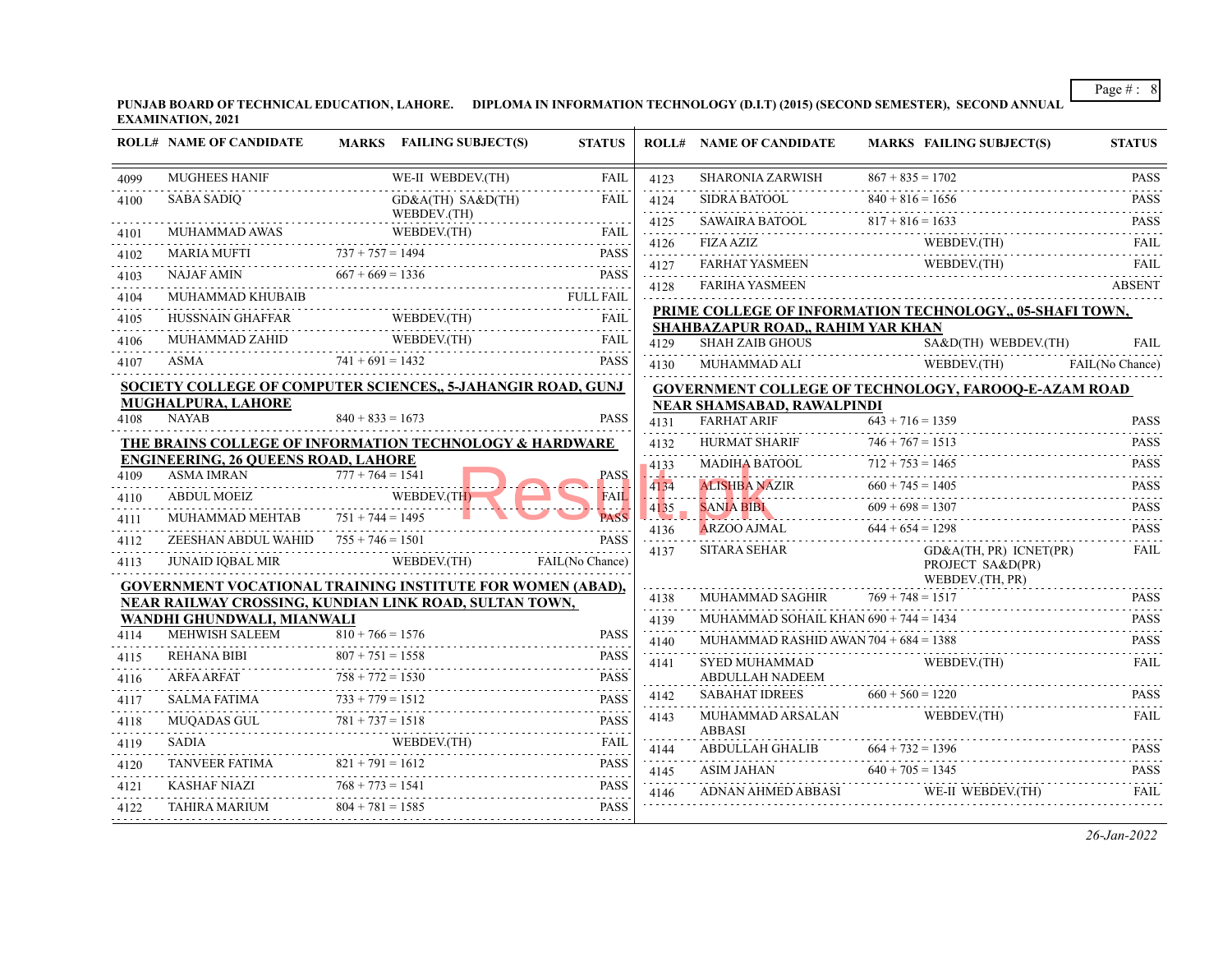**PUNJAB BOARD OF TECHNICAL EDUCATION, LAHORE. DIPLOMA IN INFORMATION TECHNOLOGY (D.I.T) (2015) (SECOND SEMESTER), SECOND ANNUAL EXAMINATION, 2021**

| ROLL# | NAME OF CANDIDATE | MARKS | FAILING SUBJECT(S) | STATUS |
|---|---|---|---|---|
| 4099 | MUGHEES HANIF | | WE-II WEBDEV.(TH) | FAIL |
| 4100 | SABA SADIQ | | GD&A(TH) SA&D(TH) WEBDEV.(TH) | FAIL |
| 4101 | MUHAMMAD AWAS | | WEBDEV.(TH) | FAIL |
| 4102 | MARIA MUFTI | 737 + 757 = 1494 | | PASS |
| 4103 | NAJAF AMIN | 667 + 669 = 1336 | | PASS |
| 4104 | MUHAMMAD KHUBAIB | | | FULL FAIL |
| 4105 | HUSSNAIN GHAFFAR | | WEBDEV.(TH) | FAIL |
| 4106 | MUHAMMAD ZAHID | | WEBDEV.(TH) | FAIL |
| 4107 | ASMA | 741 + 691 = 1432 | | PASS |

**SOCIETY COLLEGE OF COMPUTER SCIENCES,, 5-JAHANGIR ROAD, GUNJ MUGHALPURA, LAHORE**

| ROLL# | NAME OF CANDIDATE | MARKS | FAILING SUBJECT(S) | STATUS |
|---|---|---|---|---|
| 4108 | NAYAB | 840 + 833 = 1673 | | PASS |

**THE BRAINS COLLEGE OF INFORMATION TECHNOLOGY & HARDWARE ENGINEERING, 26 QUEENS ROAD, LAHORE**

| ROLL# | NAME OF CANDIDATE | MARKS | FAILING SUBJECT(S) | STATUS |
|---|---|---|---|---|
| 4109 | ASMA IMRAN | 777 + 764 = 1541 | | PASS |
| 4110 | ABDUL MOEIZ | | WEBDEV.(TH) | FAIL |
| 4111 | MUHAMMAD MEHTAB | 751 + 744 = 1495 | | PASS |
| 4112 | ZEESHAN ABDUL WAHID | 755 + 746 = 1501 | | PASS |
| 4113 | JUNAID IQBAL MIR | | WEBDEV.(TH) | FAIL(No Chance) |

**GOVERNMENT VOCATIONAL TRAINING INSTITUTE FOR WOMEN (ABAD), NEAR RAILWAY CROSSING, KUNDIAN LINK ROAD, SULTAN TOWN, WANDHI GHUNDWALI, MIANWALI**

| ROLL# | NAME OF CANDIDATE | MARKS | FAILING SUBJECT(S) | STATUS |
|---|---|---|---|---|
| 4114 | MEHWISH SALEEM | 810 + 766 = 1576 | | PASS |
| 4115 | REHANA BIBI | 807 + 751 = 1558 | | PASS |
| 4116 | ARFA ARFAT | 758 + 772 = 1530 | | PASS |
| 4117 | SALMA FATIMA | 733 + 779 = 1512 | | PASS |
| 4118 | MUQADAS GUL | 781 + 737 = 1518 | | PASS |
| 4119 | SADIA | | WEBDEV.(TH) | FAIL |
| 4120 | TANVEER FATIMA | 821 + 791 = 1612 | | PASS |
| 4121 | KASHAF NIAZI | 768 + 773 = 1541 | | PASS |
| 4122 | TAHIRA MARIUM | 804 + 781 = 1585 | | PASS |
| 4123 | SHARONIA ZARWISH | 867 + 835 = 1702 | | PASS |
| 4124 | SIDRA BATOOL | 840 + 816 = 1656 | | PASS |
| 4125 | SAWAIRA BATOOL | 817 + 816 = 1633 | | PASS |
| 4126 | FIZA AZIZ | | WEBDEV.(TH) | FAIL |
| 4127 | FARHAT YASMEEN | | WEBDEV.(TH) | FAIL |
| 4128 | FARIHA YASMEEN | | | ABSENT |

**PRIME COLLEGE OF INFORMATION TECHNOLOGY,, 05-SHAFI TOWN, SHAHBAZAPUR ROAD,, RAHIM YAR KHAN**

| ROLL# | NAME OF CANDIDATE | MARKS | FAILING SUBJECT(S) | STATUS |
|---|---|---|---|---|
| 4129 | SHAH ZAIB GHOUS | | SA&D(TH) WEBDEV.(TH) | FAIL |
| 4130 | MUHAMMAD ALI | | WEBDEV.(TH) | FAIL(No Chance) |

**GOVERNMENT COLLEGE OF TECHNOLOGY, FAROOQ-E-AZAM ROAD NEAR SHAMSABAD, RAWALPINDI**

| ROLL# | NAME OF CANDIDATE | MARKS | FAILING SUBJECT(S) | STATUS |
|---|---|---|---|---|
| 4131 | FARHAT ARIF | 643 + 716 = 1359 | | PASS |
| 4132 | HURMAT SHARIF | 746 + 767 = 1513 | | PASS |
| 4133 | MADIHA BATOOL | 712 + 753 = 1465 | | PASS |
| 4134 | ALISHBA NAZIR | 660 + 745 = 1405 | | PASS |
| 4135 | SANIA BIBI | 609 + 698 = 1307 | | PASS |
| 4136 | ARZOO AJMAL | 644 + 654 = 1298 | | PASS |
| 4137 | SITARA SEHAR | | GD&A(TH, PR) ICNET(PR) PROJECT SA&D(PR) WEBDEV.(TH, PR) | FAIL |
| 4138 | MUHAMMAD SAGHIR | 769 + 748 = 1517 | | PASS |
| 4139 | MUHAMMAD SOHAIL KHAN | 690 + 744 = 1434 | | PASS |
| 4140 | MUHAMMAD RASHID AWAN | 704 + 684 = 1388 | | PASS |
| 4141 | SYED MUHAMMAD ABDULLAH NADEEM | | WEBDEV.(TH) | FAIL |
| 4142 | SABAHAT IDREES | 660 + 560 = 1220 | | PASS |
| 4143 | MUHAMMAD ARSALAN ABBASI | | WEBDEV.(TH) | FAIL |
| 4144 | ABDULLAH GHALIB | 664 + 732 = 1396 | | PASS |
| 4145 | ASIM JAHAN | 640 + 705 = 1345 | | PASS |
| 4146 | ADNAN AHMED ABBASI | | WE-II WEBDEV.(TH) | FAIL |

*26-Jan-2022*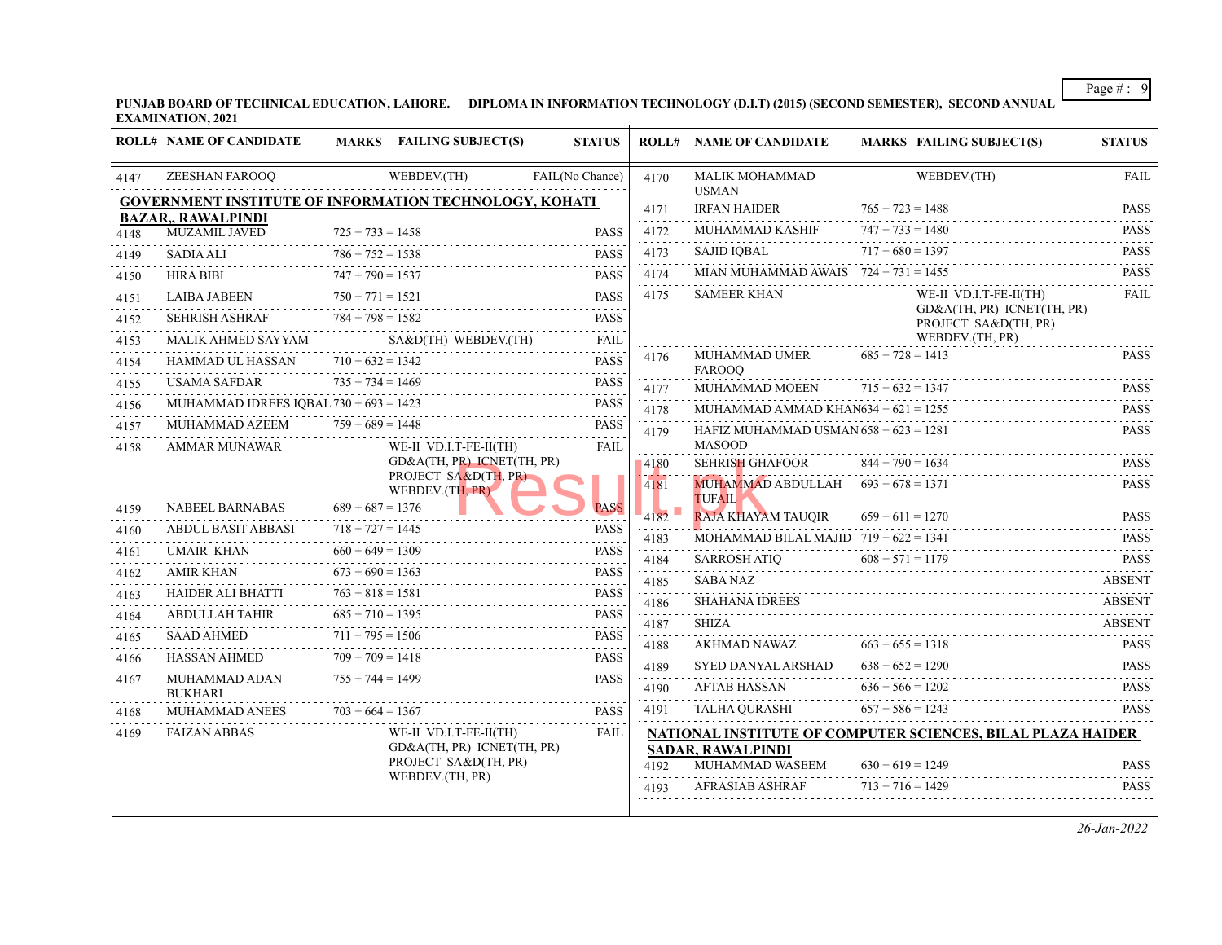**PUNJAB BOARD OF TECHNICAL EDUCATION, LAHORE. DIPLOMA IN INFORMATION TECHNOLOGY (D.I.T) (2015) (SECOND SEMESTER), SECOND ANNUAL EXAMINATION, 2021**

| ROLL# | NAME OF CANDIDATE | MARKS | FAILING SUBJECT(S) | STATUS |
|---|---|---|---|---|
| 4147 | ZEESHAN FAROOQ | | WEBDEV.(TH) | FAIL(No Chance) |

**GOVERNMENT INSTITUTE OF INFORMATION TECHNOLOGY, KOHATI BAZAR,, RAWALPINDI**

| ROLL# | NAME OF CANDIDATE | MARKS | FAILING SUBJECT(S) | STATUS |
|---|---|---|---|---|
| 4148 | MUZAMIL JAVED | 725 + 733 = 1458 | | PASS |
| 4149 | SADIA ALI | 786 + 752 = 1538 | | PASS |
| 4150 | HIRA BIBI | 747 + 790 = 1537 | | PASS |
| 4151 | LAIBA JABEEN | 750 + 771 = 1521 | | PASS |
| 4152 | SEHRISH ASHRAF | 784 + 798 = 1582 | | PASS |
| 4153 | MALIK AHMED SAYYAM | | SA&D(TH) WEBDEV.(TH) | FAIL |
| 4154 | HAMMAD UL HASSAN | 710 + 632 = 1342 | | PASS |
| 4155 | USAMA SAFDAR | 735 + 734 = 1469 | | PASS |
| 4156 | MUHAMMAD IDREES IQBAL | 730 + 693 = 1423 | | PASS |
| 4157 | MUHAMMAD AZEEM | 759 + 689 = 1448 | | PASS |
| 4158 | AMMAR MUNAWAR | | WE-II VD.I.T-FE-II(TH) GD&A(TH, PR) ICNET(TH, PR) PROJECT SA&D(TH, PR) WEBDEV.(TH, PR) | FAIL |
| 4159 | NABEEL BARNABAS | 689 + 687 = 1376 | | PASS |
| 4160 | ABDUL BASIT ABBASI | 718 + 727 = 1445 | | PASS |
| 4161 | UMAIR KHAN | 660 + 649 = 1309 | | PASS |
| 4162 | AMIR KHAN | 673 + 690 = 1363 | | PASS |
| 4163 | HAIDER ALI BHATTI | 763 + 818 = 1581 | | PASS |
| 4164 | ABDULLAH TAHIR | 685 + 710 = 1395 | | PASS |
| 4165 | SAAD AHMED | 711 + 795 = 1506 | | PASS |
| 4166 | HASSAN AHMED | 709 + 709 = 1418 | | PASS |
| 4167 | MUHAMMAD ADAN BUKHARI | 755 + 744 = 1499 | | PASS |
| 4168 | MUHAMMAD ANEES | 703 + 664 = 1367 | | PASS |
| 4169 | FAIZAN ABBAS | | WE-II VD.I.T-FE-II(TH) GD&A(TH, PR) ICNET(TH, PR) PROJECT SA&D(TH, PR) WEBDEV.(TH, PR) | FAIL |
| 4170 | MALIK MOHAMMAD USMAN | | WEBDEV.(TH) | FAIL |
| 4171 | IRFAN HAIDER | 765 + 723 = 1488 | | PASS |
| 4172 | MUHAMMAD KASHIF | 747 + 733 = 1480 | | PASS |
| 4173 | SAJID IQBAL | 717 + 680 = 1397 | | PASS |
| 4174 | MIAN MUHAMMAD AWAIS | 724 + 731 = 1455 | | PASS |
| 4175 | SAMEER KHAN | | WE-II VD.I.T-FE-II(TH) GD&A(TH, PR) ICNET(TH, PR) PROJECT SA&D(TH, PR) WEBDEV.(TH, PR) | FAIL |
| 4176 | MUHAMMAD UMER FAROOQ | 685 + 728 = 1413 | | PASS |
| 4177 | MUHAMMAD MOEEN | 715 + 632 = 1347 | | PASS |
| 4178 | MUHAMMAD AMMAD KHAN | 634 + 621 = 1255 | | PASS |
| 4179 | HAFIZ MUHAMMAD USMAN MASOOD | 658 + 623 = 1281 | | PASS |
| 4180 | SEHRISH GHAFOOR | 844 + 790 = 1634 | | PASS |
| 4181 | MUHAMMAD ABDULLAH TUFAIL | 693 + 678 = 1371 | | PASS |
| 4182 | RAJA KHAYAM TAUQIR | 659 + 611 = 1270 | | PASS |
| 4183 | MOHAMMAD BILAL MAJID | 719 + 622 = 1341 | | PASS |
| 4184 | SARROSH ATIQ | 608 + 571 = 1179 | | PASS |
| 4185 | SABA NAZ | | | ABSENT |
| 4186 | SHAHANA IDREES | | | ABSENT |
| 4187 | SHIZA | | | ABSENT |
| 4188 | AKHMAD NAWAZ | 663 + 655 = 1318 | | PASS |
| 4189 | SYED DANYAL ARSHAD | 638 + 652 = 1290 | | PASS |
| 4190 | AFTAB HASSAN | 636 + 566 = 1202 | | PASS |
| 4191 | TALHA QURASHI | 657 + 586 = 1243 | | PASS |

**NATIONAL INSTITUTE OF COMPUTER SCIENCES, BILAL PLAZA HAIDER SADAR, RAWALPINDI**

| ROLL# | NAME OF CANDIDATE | MARKS | FAILING SUBJECT(S) | STATUS |
|---|---|---|---|---|
| 4192 | MUHAMMAD WASEEM | 630 + 619 = 1249 | | PASS |
| 4193 | AFRASIAB ASHRAF | 713 + 716 = 1429 | | PASS |

*26-Jan-2022*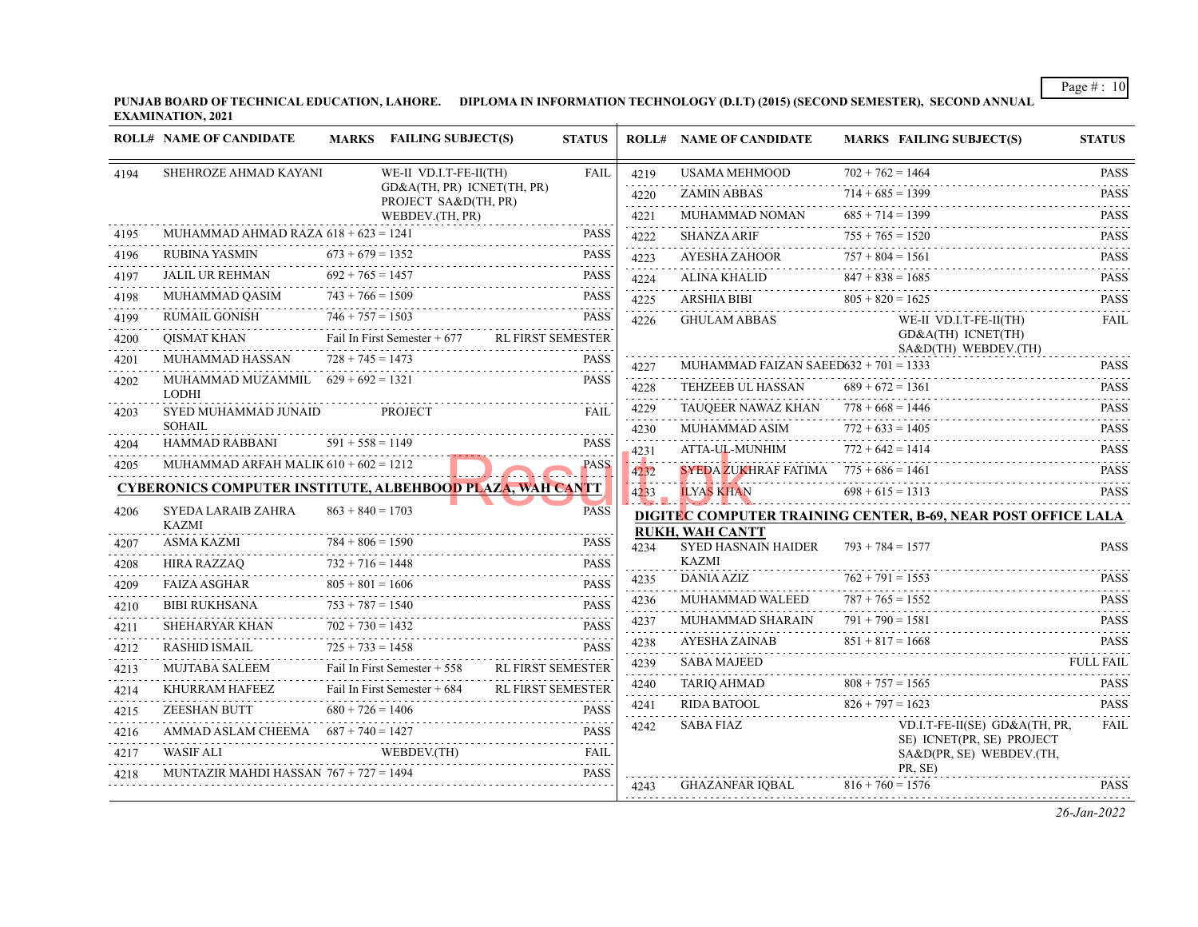**PUNJAB BOARD OF TECHNICAL EDUCATION, LAHORE. DIPLOMA IN INFORMATION TECHNOLOGY (D.I.T) (2015) (SECOND SEMESTER), SECOND ANNUAL EXAMINATION, 2021**

| ROLL# | NAME OF CANDIDATE | MARKS | FAILING SUBJECT(S) | STATUS |
|---|---|---|---|---|
| 4194 | SHEHROZE AHMAD KAYANI | | WE-II VD.I.T-FE-II(TH) GD&A(TH, PR) ICNET(TH, PR) PROJECT SA&D(TH, PR) WEBDEV.(TH, PR) | FAIL |
| 4195 | MUHAMMAD AHMAD RAZA | 618 + 623 = 1241 | | PASS |
| 4196 | RUBINA YASMIN | 673 + 679 = 1352 | | PASS |
| 4197 | JALIL UR REHMAN | 692 + 765 = 1457 | | PASS |
| 4198 | MUHAMMAD QASIM | 743 + 766 = 1509 | | PASS |
| 4199 | RUMAIL GONISH | 746 + 757 = 1503 | | PASS |
| 4200 | QISMAT KHAN | Fail In First Semester + 677 | | RL FIRST SEMESTER |
| 4201 | MUHAMMAD HASSAN | 728 + 745 = 1473 | | PASS |
| 4202 | MUHAMMAD MUZAMMIL LODHI | 629 + 692 = 1321 | | PASS |
| 4203 | SYED MUHAMMAD JUNAID SOHAIL | | PROJECT | FAIL |
| 4204 | HAMMAD RABBANI | 591 + 558 = 1149 | | PASS |
| 4205 | MUHAMMAD ARFAH MALIK | 610 + 602 = 1212 | | PASS |

**CYBERONICS COMPUTER INSTITUTE, ALBEHBOOD PLAZA, WAH CANTT**

| ROLL# | NAME OF CANDIDATE | MARKS | FAILING SUBJECT(S) | STATUS |
|---|---|---|---|---|
| 4206 | SYEDA LARAIB ZAHRA KAZMI | 863 + 840 = 1703 | | PASS |
| 4207 | ASMA KAZMI | 784 + 806 = 1590 | | PASS |
| 4208 | HIRA RAZZAQ | 732 + 716 = 1448 | | PASS |
| 4209 | FAIZA ASGHAR | 805 + 801 = 1606 | | PASS |
| 4210 | BIBI RUKHSANA | 753 + 787 = 1540 | | PASS |
| 4211 | SHEHARYAR KHAN | 702 + 730 = 1432 | | PASS |
| 4212 | RASHID ISMAIL | 725 + 733 = 1458 | | PASS |
| 4213 | MUJTABA SALEEM | Fail In First Semester + 558 | | RL FIRST SEMESTER |
| 4214 | KHURRAM HAFEEZ | Fail In First Semester + 684 | | RL FIRST SEMESTER |
| 4215 | ZEESHAN BUTT | 680 + 726 = 1406 | | PASS |
| 4216 | AMMAD ASLAM CHEEMA | 687 + 740 = 1427 | | PASS |
| 4217 | WASIF ALI | | WEBDEV.(TH) | FAIL |
| 4218 | MUNTAZIR MAHDI HASSAN | 767 + 727 = 1494 | | PASS |
| 4219 | USAMA MEHMOOD | 702 + 762 = 1464 | | PASS |
| 4220 | ZAMIN ABBAS | 714 + 685 = 1399 | | PASS |
| 4221 | MUHAMMAD NOMAN | 685 + 714 = 1399 | | PASS |
| 4222 | SHANZA ARIF | 755 + 765 = 1520 | | PASS |
| 4223 | AYESHA ZAHOOR | 757 + 804 = 1561 | | PASS |
| 4224 | ALINA KHALID | 847 + 838 = 1685 | | PASS |
| 4225 | ARSHIA BIBI | 805 + 820 = 1625 | | PASS |
| 4226 | GHULAM ABBAS | | WE-II VD.I.T-FE-II(TH) GD&A(TH) ICNET(TH) SA&D(TH) WEBDEV.(TH) | FAIL |
| 4227 | MUHAMMAD FAIZAN SAEED | 632 + 701 = 1333 | | PASS |
| 4228 | TEHZEEB UL HASSAN | 689 + 672 = 1361 | | PASS |
| 4229 | TAUQEER NAWAZ KHAN | 778 + 668 = 1446 | | PASS |
| 4230 | MUHAMMAD ASIM | 772 + 633 = 1405 | | PASS |
| 4231 | ATTA-UL-MUNHIM | 772 + 642 = 1414 | | PASS |
| 4232 | SYEDA ZUKHRAF FATIMA | 775 + 686 = 1461 | | PASS |
| 4233 | ILYAS KHAN | 698 + 615 = 1313 | | PASS |

**DIGITEC COMPUTER TRAINING CENTER, B-69, NEAR POST OFFICE LALA RUKH, WAH CANTT**

| ROLL# | NAME OF CANDIDATE | MARKS | FAILING SUBJECT(S) | STATUS |
|---|---|---|---|---|
| 4234 | SYED HASNAIN HAIDER KAZMI | 793 + 784 = 1577 | | PASS |
| 4235 | DANIA AZIZ | 762 + 791 = 1553 | | PASS |
| 4236 | MUHAMMAD WALEED | 787 + 765 = 1552 | | PASS |
| 4237 | MUHAMMAD SHARAIN | 791 + 790 = 1581 | | PASS |
| 4238 | AYESHA ZAINAB | 851 + 817 = 1668 | | PASS |
| 4239 | SABA MAJEED | | | FULL FAIL |
| 4240 | TARIQ AHMAD | 808 + 757 = 1565 | | PASS |
| 4241 | RIDA BATOOL | 826 + 797 = 1623 | | PASS |
| 4242 | SABA FIAZ | | VD.I.T-FE-II(SE) GD&A(TH, PR, SE) ICNET(PR, SE) PROJECT SA&D(PR, SE) WEBDEV.(TH, PR, SE) | FAIL |
| 4243 | GHAZANFAR IQBAL | 816 + 760 = 1576 | | PASS |

*26-Jan-2022*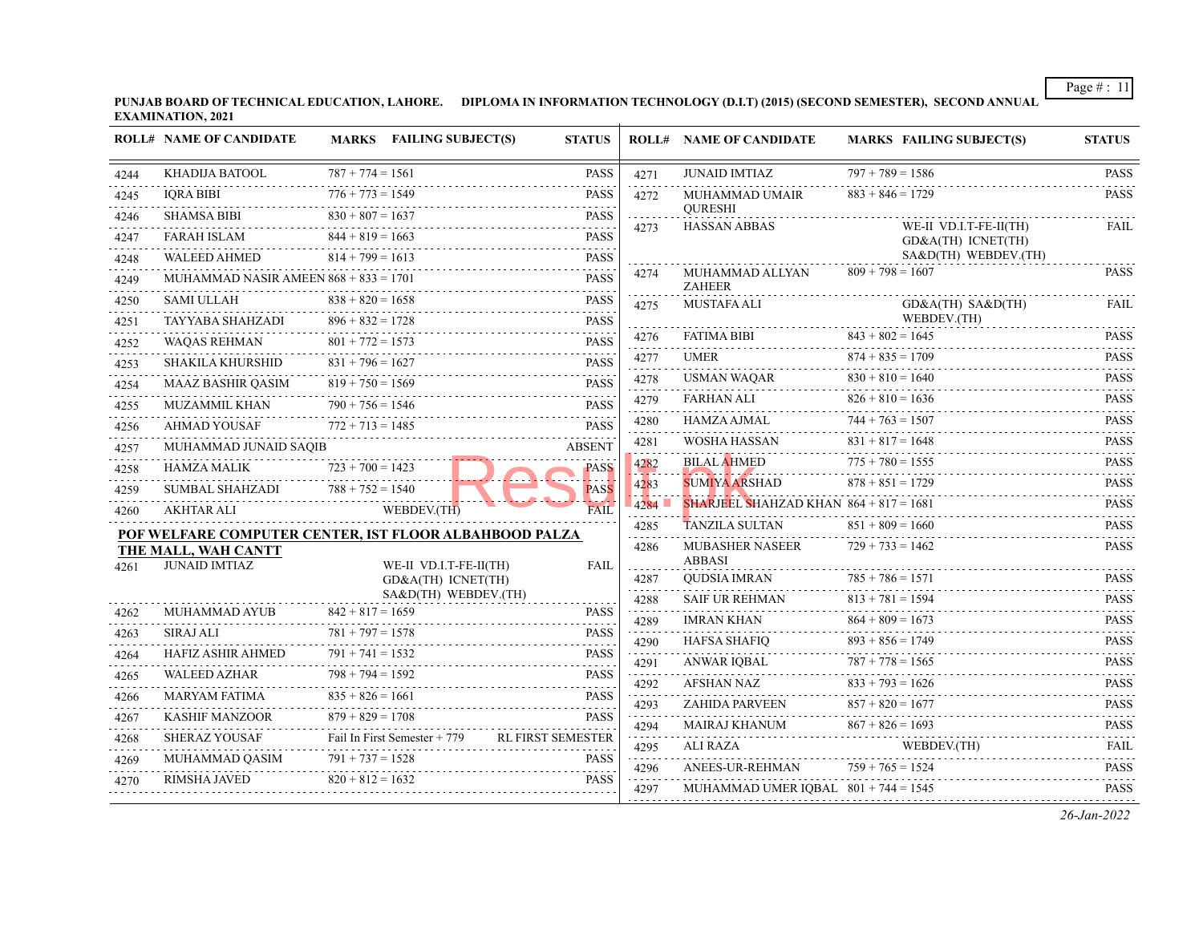PUNJAB BOARD OF TECHNICAL EDUCATION, LAHORE. DIPLOMA IN INFORMATION TECHNOLOGY (D.I.T) (2015) (SECOND SEMESTER), SECOND ANNUAL EXAMINATION, 2021

| ROLL# | NAME OF CANDIDATE | MARKS | FAILING SUBJECT(S) | STATUS |
|---|---|---|---|---|
| 4244 | KHADIJA BATOOL | 787 + 774 = 1561 | | PASS |
| 4245 | IQRA BIBI | 776 + 773 = 1549 | | PASS |
| 4246 | SHAMSA BIBI | 830 + 807 = 1637 | | PASS |
| 4247 | FARAH ISLAM | 844 + 819 = 1663 | | PASS |
| 4248 | WALEED AHMED | 814 + 799 = 1613 | | PASS |
| 4249 | MUHAMMAD NASIR AMEEN | 868 + 833 = 1701 | | PASS |
| 4250 | SAMI ULLAH | 838 + 820 = 1658 | | PASS |
| 4251 | TAYYABA SHAHZADI | 896 + 832 = 1728 | | PASS |
| 4252 | WAQAS REHMAN | 801 + 772 = 1573 | | PASS |
| 4253 | SHAKILA KHURSHID | 831 + 796 = 1627 | | PASS |
| 4254 | MAAZ BASHIR QASIM | 819 + 750 = 1569 | | PASS |
| 4255 | MUZAMMIL KHAN | 790 + 756 = 1546 | | PASS |
| 4256 | AHMAD YOUSAF | 772 + 713 = 1485 | | PASS |
| 4257 | MUHAMMAD JUNAID SAQIB | | | ABSENT |
| 4258 | HAMZA MALIK | 723 + 700 = 1423 | | PASS |
| 4259 | SUMBAL SHAHZADI | 788 + 752 = 1540 | | PASS |
| 4260 | AKHTAR ALI | | WEBDEV.(TH) | FAIL |

**POF WELFARE COMPUTER CENTER, IST FLOOR ALBAHBOOD PALZA THE MALL, WAH CANTT**

| ROLL# | NAME OF CANDIDATE | MARKS | FAILING SUBJECT(S) | STATUS |
|---|---|---|---|---|
| 4261 | JUNAID IMTIAZ | | WE-II VD.I.T-FE-II(TH) GD&A(TH) ICNET(TH) SA&D(TH) WEBDEV.(TH) | FAIL |
| 4262 | MUHAMMAD AYUB | 842 + 817 = 1659 | | PASS |
| 4263 | SIRAJ ALI | 781 + 797 = 1578 | | PASS |
| 4264 | HAFIZ ASHIR AHMED | 791 + 741 = 1532 | | PASS |
| 4265 | WALEED AZHAR | 798 + 794 = 1592 | | PASS |
| 4266 | MARYAM FATIMA | 835 + 826 = 1661 | | PASS |
| 4267 | KASHIF MANZOOR | 879 + 829 = 1708 | | PASS |
| 4268 | SHERAZ YOUSAF | Fail In First Semester + 779 | | RL FIRST SEMESTER |
| 4269 | MUHAMMAD QASIM | 791 + 737 = 1528 | | PASS |
| 4270 | RIMSHA JAVED | 820 + 812 = 1632 | | PASS |
| 4271 | JUNAID IMTIAZ | 797 + 789 = 1586 | | PASS |
| 4272 | MUHAMMAD UMAIR QURESHI | 883 + 846 = 1729 | | PASS |
| 4273 | HASSAN ABBAS | | WE-II VD.I.T-FE-II(TH) GD&A(TH) ICNET(TH) SA&D(TH) WEBDEV.(TH) | FAIL |
| 4274 | MUHAMMAD ALLYAN ZAHEER | 809 + 798 = 1607 | | PASS |
| 4275 | MUSTAFA ALI | | GD&A(TH) SA&D(TH) WEBDEV.(TH) | FAIL |
| 4276 | FATIMA BIBI | 843 + 802 = 1645 | | PASS |
| 4277 | UMER | 874 + 835 = 1709 | | PASS |
| 4278 | USMAN WAQAR | 830 + 810 = 1640 | | PASS |
| 4279 | FARHAN ALI | 826 + 810 = 1636 | | PASS |
| 4280 | HAMZA AJMAL | 744 + 763 = 1507 | | PASS |
| 4281 | WOSHA HASSAN | 831 + 817 = 1648 | | PASS |
| 4282 | BILAL AHMED | 775 + 780 = 1555 | | PASS |
| 4283 | SUMIYA ARSHAD | 878 + 851 = 1729 | | PASS |
| 4284 | SHARJEEL SHAHZAD KHAN | 864 + 817 = 1681 | | PASS |
| 4285 | TANZILA SULTAN | 851 + 809 = 1660 | | PASS |
| 4286 | MUBASHER NASEER ABBASI | 729 + 733 = 1462 | | PASS |
| 4287 | QUDSIA IMRAN | 785 + 786 = 1571 | | PASS |
| 4288 | SAIF UR REHMAN | 813 + 781 = 1594 | | PASS |
| 4289 | IMRAN KHAN | 864 + 809 = 1673 | | PASS |
| 4290 | HAFSA SHAFIQ | 893 + 856 = 1749 | | PASS |
| 4291 | ANWAR IQBAL | 787 + 778 = 1565 | | PASS |
| 4292 | AFSHAN NAZ | 833 + 793 = 1626 | | PASS |
| 4293 | ZAHIDA PARVEEN | 857 + 820 = 1677 | | PASS |
| 4294 | MAIRAJ KHANUM | 867 + 826 = 1693 | | PASS |
| 4295 | ALI RAZA | | WEBDEV.(TH) | FAIL |
| 4296 | ANEES-UR-REHMAN | 759 + 765 = 1524 | | PASS |
| 4297 | MUHAMMAD UMER IQBAL | 801 + 744 = 1545 | | PASS |

*26-Jan-2022*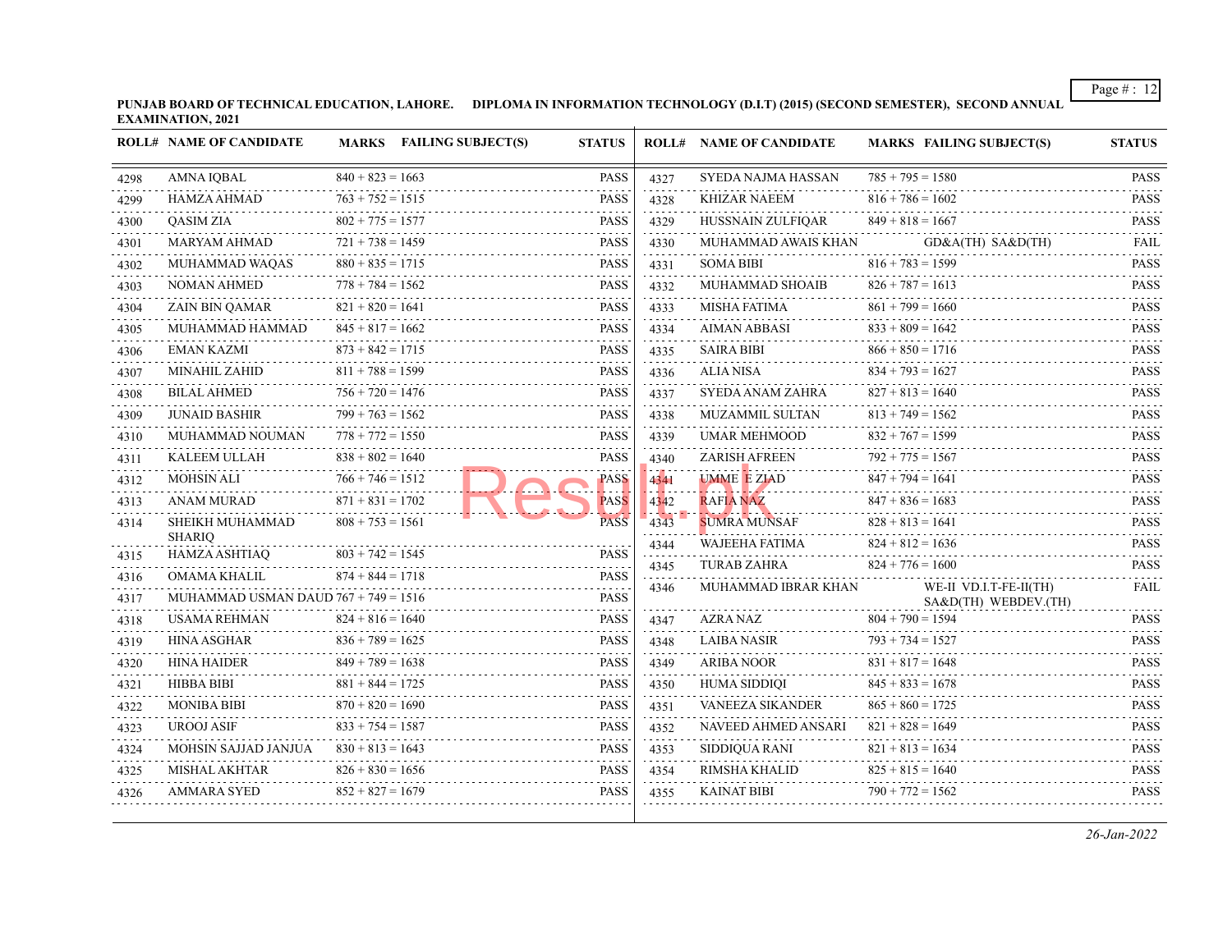**PUNJAB BOARD OF TECHNICAL EDUCATION, LAHORE. DIPLOMA IN INFORMATION TECHNOLOGY (D.I.T) (2015) (SECOND SEMESTER), SECOND ANNUAL EXAMINATION, 2021**

| ROLL# | NAME OF CANDIDATE | MARKS | FAILING SUBJECT(S) | STATUS |
|---|---|---|---|---|
| 4298 | AMNA IQBAL | 840 + 823 = 1663 | | PASS |
| 4299 | HAMZA AHMAD | 763 + 752 = 1515 | | PASS |
| 4300 | QASIM ZIA | 802 + 775 = 1577 | | PASS |
| 4301 | MARYAM AHMAD | 721 + 738 = 1459 | | PASS |
| 4302 | MUHAMMAD WAQAS | 880 + 835 = 1715 | | PASS |
| 4303 | NOMAN AHMED | 778 + 784 = 1562 | | PASS |
| 4304 | ZAIN BIN QAMAR | 821 + 820 = 1641 | | PASS |
| 4305 | MUHAMMAD HAMMAD | 845 + 817 = 1662 | | PASS |
| 4306 | EMAN KAZMI | 873 + 842 = 1715 | | PASS |
| 4307 | MINAHIL ZAHID | 811 + 788 = 1599 | | PASS |
| 4308 | BILAL AHMED | 756 + 720 = 1476 | | PASS |
| 4309 | JUNAID BASHIR | 799 + 763 = 1562 | | PASS |
| 4310 | MUHAMMAD NOUMAN | 778 + 772 = 1550 | | PASS |
| 4311 | KALEEM ULLAH | 838 + 802 = 1640 | | PASS |
| 4312 | MOHSIN ALI | 766 + 746 = 1512 | | PASS |
| 4313 | ANAM MURAD | 871 + 831 = 1702 | | PASS |
| 4314 | SHEIKH MUHAMMAD SHARIQ | 808 + 753 = 1561 | | PASS |
| 4315 | HAMZA ASHTIAQ | 803 + 742 = 1545 | | PASS |
| 4316 | OMAMA KHALIL | 874 + 844 = 1718 | | PASS |
| 4317 | MUHAMMAD USMAN DAUD | 767 + 749 = 1516 | | PASS |
| 4318 | USAMA REHMAN | 824 + 816 = 1640 | | PASS |
| 4319 | HINA ASGHAR | 836 + 789 = 1625 | | PASS |
| 4320 | HINA HAIDER | 849 + 789 = 1638 | | PASS |
| 4321 | HIBBA BIBI | 881 + 844 = 1725 | | PASS |
| 4322 | MONIBA BIBI | 870 + 820 = 1690 | | PASS |
| 4323 | UROOJ ASIF | 833 + 754 = 1587 | | PASS |
| 4324 | MOHSIN SAJJAD JANJUA | 830 + 813 = 1643 | | PASS |
| 4325 | MISHAL AKHTAR | 826 + 830 = 1656 | | PASS |
| 4326 | AMMARA SYED | 852 + 827 = 1679 | | PASS |
| 4327 | SYEDA NAJMA HASSAN | 785 + 795 = 1580 | | PASS |
| 4328 | KHIZAR NAEEM | 816 + 786 = 1602 | | PASS |
| 4329 | HUSSNAIN ZULFIQAR | 849 + 818 = 1667 | | PASS |
| 4330 | MUHAMMAD AWAIS KHAN | | GD&A(TH) SA&D(TH) | FAIL |
| 4331 | SOMA BIBI | 816 + 783 = 1599 | | PASS |
| 4332 | MUHAMMAD SHOAIB | 826 + 787 = 1613 | | PASS |
| 4333 | MISHA FATIMA | 861 + 799 = 1660 | | PASS |
| 4334 | AIMAN ABBASI | 833 + 809 = 1642 | | PASS |
| 4335 | SAIRA BIBI | 866 + 850 = 1716 | | PASS |
| 4336 | ALIA NISA | 834 + 793 = 1627 | | PASS |
| 4337 | SYEDA ANAM ZAHRA | 827 + 813 = 1640 | | PASS |
| 4338 | MUZAMMIL SULTAN | 813 + 749 = 1562 | | PASS |
| 4339 | UMAR MEHMOOD | 832 + 767 = 1599 | | PASS |
| 4340 | ZARISH AFREEN | 792 + 775 = 1567 | | PASS |
| 4341 | UMME E ZIAD | 847 + 794 = 1641 | | PASS |
| 4342 | RAFIA NAZ | 847 + 836 = 1683 | | PASS |
| 4343 | SUMRA MUNSAF | 828 + 813 = 1641 | | PASS |
| 4344 | WAJEEHA FATIMA | 824 + 812 = 1636 | | PASS |
| 4345 | TURAB ZAHRA | 824 + 776 = 1600 | | PASS |
| 4346 | MUHAMMAD IBRAR KHAN | | WE-II VD.I.T-FE-II(TH) SA&D(TH) WEBDEV.(TH) | FAIL |
| 4347 | AZRA NAZ | 804 + 790 = 1594 | | PASS |
| 4348 | LAIBA NASIR | 793 + 734 = 1527 | | PASS |
| 4349 | ARIBA NOOR | 831 + 817 = 1648 | | PASS |
| 4350 | HUMA SIDDIQI | 845 + 833 = 1678 | | PASS |
| 4351 | VANEEZA SIKANDER | 865 + 860 = 1725 | | PASS |
| 4352 | NAVEED AHMED ANSARI | 821 + 828 = 1649 | | PASS |
| 4353 | SIDDIQUA RANI | 821 + 813 = 1634 | | PASS |
| 4354 | RIMSHA KHALID | 825 + 815 = 1640 | | PASS |
| 4355 | KAINAT BIBI | 790 + 772 = 1562 | | PASS |

*26-Jan-2022*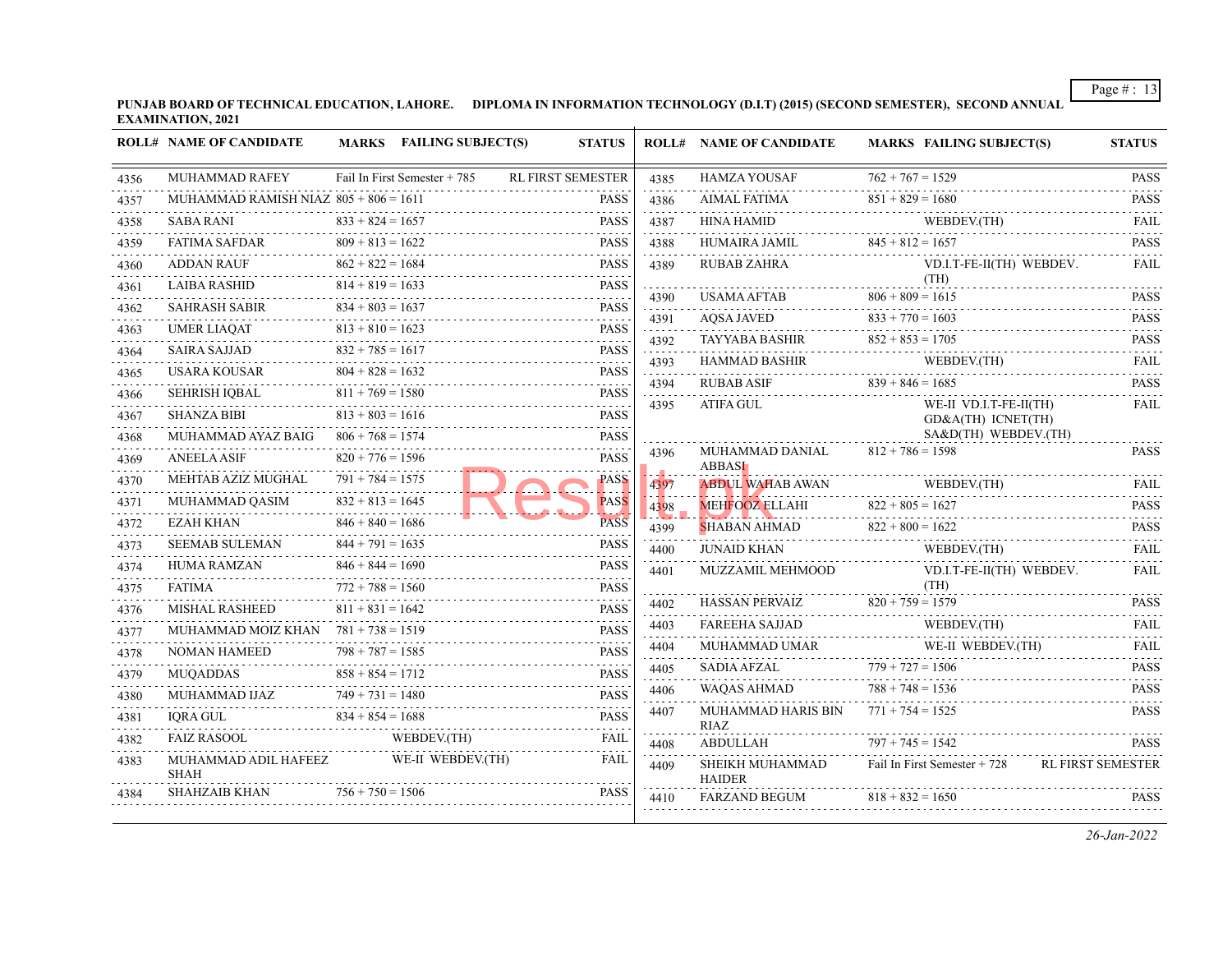**PUNJAB BOARD OF TECHNICAL EDUCATION, LAHORE. DIPLOMA IN INFORMATION TECHNOLOGY (D.I.T) (2015) (SECOND SEMESTER), SECOND ANNUAL EXAMINATION, 2021**

| ROLL# | NAME OF CANDIDATE | MARKS | FAILING SUBJECT(S) | STATUS |
|---|---|---|---|---|
| 4356 | MUHAMMAD RAFEY | Fail In First Semester + 785 | | RL FIRST SEMESTER |
| 4357 | MUHAMMAD RAMISH NIAZ | 805 + 806 = 1611 | | PASS |
| 4358 | SABA RANI | 833 + 824 = 1657 | | PASS |
| 4359 | FATIMA SAFDAR | 809 + 813 = 1622 | | PASS |
| 4360 | ADDAN RAUF | 862 + 822 = 1684 | | PASS |
| 4361 | LAIBA RASHID | 814 + 819 = 1633 | | PASS |
| 4362 | SAHRASH SABIR | 834 + 803 = 1637 | | PASS |
| 4363 | UMER LIAQAT | 813 + 810 = 1623 | | PASS |
| 4364 | SAIRA SAJJAD | 832 + 785 = 1617 | | PASS |
| 4365 | USARA KOUSAR | 804 + 828 = 1632 | | PASS |
| 4366 | SEHRISH IQBAL | 811 + 769 = 1580 | | PASS |
| 4367 | SHANZA BIBI | 813 + 803 = 1616 | | PASS |
| 4368 | MUHAMMAD AYAZ BAIG | 806 + 768 = 1574 | | PASS |
| 4369 | ANEELA ASIF | 820 + 776 = 1596 | | PASS |
| 4370 | MEHTAB AZIZ MUGHAL | 791 + 784 = 1575 | | PASS |
| 4371 | MUHAMMAD QASIM | 832 + 813 = 1645 | | PASS |
| 4372 | EZAH KHAN | 846 + 840 = 1686 | | PASS |
| 4373 | SEEMAB SULEMAN | 844 + 791 = 1635 | | PASS |
| 4374 | HUMA RAMZAN | 846 + 844 = 1690 | | PASS |
| 4375 | FATIMA | 772 + 788 = 1560 | | PASS |
| 4376 | MISHAL RASHEED | 811 + 831 = 1642 | | PASS |
| 4377 | MUHAMMAD MOIZ KHAN | 781 + 738 = 1519 | | PASS |
| 4378 | NOMAN HAMEED | 798 + 787 = 1585 | | PASS |
| 4379 | MUQADDAS | 858 + 854 = 1712 | | PASS |
| 4380 | MUHAMMAD IJAZ | 749 + 731 = 1480 | | PASS |
| 4381 | IQRA GUL | 834 + 854 = 1688 | | PASS |
| 4382 | FAIZ RASOOL | | WEBDEV.(TH) | FAIL |
| 4383 | MUHAMMAD ADIL HAFEEZ SHAH | | WE-II WEBDEV.(TH) | FAIL |
| 4384 | SHAHZAIB KHAN | 756 + 750 = 1506 | | PASS |
| 4385 | HAMZA YOUSAF | 762 + 767 = 1529 | | PASS |
| 4386 | AIMAL FATIMA | 851 + 829 = 1680 | | PASS |
| 4387 | HINA HAMID | | WEBDEV.(TH) | FAIL |
| 4388 | HUMAIRA JAMIL | 845 + 812 = 1657 | | PASS |
| 4389 | RUBAB ZAHRA | | VD.I.T-FE-II(TH) WEBDEV.(TH) | FAIL |
| 4390 | USAMA AFTAB | 806 + 809 = 1615 | | PASS |
| 4391 | AQSA JAVED | 833 + 770 = 1603 | | PASS |
| 4392 | TAYYABA BASHIR | 852 + 853 = 1705 | | PASS |
| 4393 | HAMMAD BASHIR | | WEBDEV.(TH) | FAIL |
| 4394 | RUBAB ASIF | 839 + 846 = 1685 | | PASS |
| 4395 | ATIFA GUL | | WE-II VD.I.T-FE-II(TH) GD&A(TH) ICNET(TH) SA&D(TH) WEBDEV.(TH) | FAIL |
| 4396 | MUHAMMAD DANIAL ABBASI | 812 + 786 = 1598 | | PASS |
| 4397 | ABDUL WAHAB AWAN | | WEBDEV.(TH) | FAIL |
| 4398 | MEHFOOZ ELLAHI | 822 + 805 = 1627 | | PASS |
| 4399 | SHABAN AHMAD | 822 + 800 = 1622 | | PASS |
| 4400 | JUNAID KHAN | | WEBDEV.(TH) | FAIL |
| 4401 | MUZZAMIL MEHMOOD | | VD.I.T-FE-II(TH) WEBDEV.(TH) | FAIL |
| 4402 | HASSAN PERVAIZ | 820 + 759 = 1579 | | PASS |
| 4403 | FAREEHA SAJJAD | | WEBDEV.(TH) | FAIL |
| 4404 | MUHAMMAD UMAR | | WE-II WEBDEV.(TH) | FAIL |
| 4405 | SADIA AFZAL | 779 + 727 = 1506 | | PASS |
| 4406 | WAQAS AHMAD | 788 + 748 = 1536 | | PASS |
| 4407 | MUHAMMAD HARIS BIN RIAZ | 771 + 754 = 1525 | | PASS |
| 4408 | ABDULLAH | 797 + 745 = 1542 | | PASS |
| 4409 | SHEIKH MUHAMMAD HAIDER | Fail In First Semester + 728 | | RL FIRST SEMESTER |
| 4410 | FARZAND BEGUM | 818 + 832 = 1650 | | PASS |

*26-Jan-2022*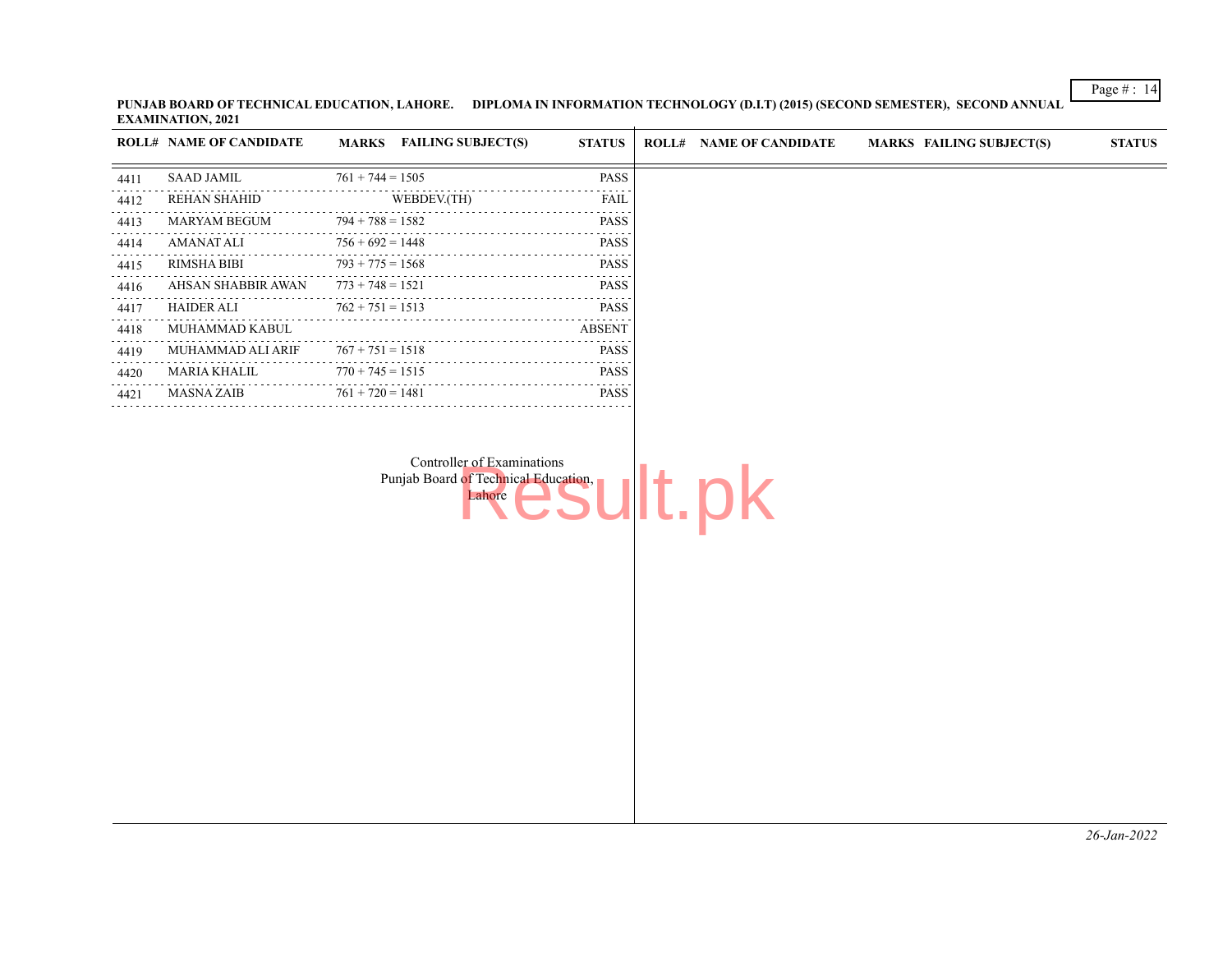**PUNJAB BOARD OF TECHNICAL EDUCATION, LAHORE. DIPLOMA IN INFORMATION TECHNOLOGY (D.I.T) (2015) (SECOND SEMESTER), SECOND ANNUAL EXAMINATION, 2021**

| ROLL# | NAME OF CANDIDATE | MARKS | FAILING SUBJECT(S) | STATUS |
|---|---|---|---|---|
| 4411 | SAAD JAMIL | 761 + 744 = 1505 | | PASS |
| 4412 | REHAN SHAHID | | WEBDEV.(TH) | FAIL |
| 4413 | MARYAM BEGUM | 794 + 788 = 1582 | | PASS |
| 4414 | AMANAT ALI | 756 + 692 = 1448 | | PASS |
| 4415 | RIMSHA BIBI | 793 + 775 = 1568 | | PASS |
| 4416 | AHSAN SHABBIR AWAN | 773 + 748 = 1521 | | PASS |
| 4417 | HAIDER ALI | 762 + 751 = 1513 | | PASS |
| 4418 | MUHAMMAD KABUL | | | ABSENT |
| 4419 | MUHAMMAD ALI ARIF | 767 + 751 = 1518 | | PASS |
| 4420 | MARIA KHALIL | 770 + 745 = 1515 | | PASS |
| 4421 | MASNA ZAIB | 761 + 720 = 1481 | | PASS |

Controller of Examinations
Punjab Board of Technical Education,
Lahore

Result.pk

*26-Jan-2022*